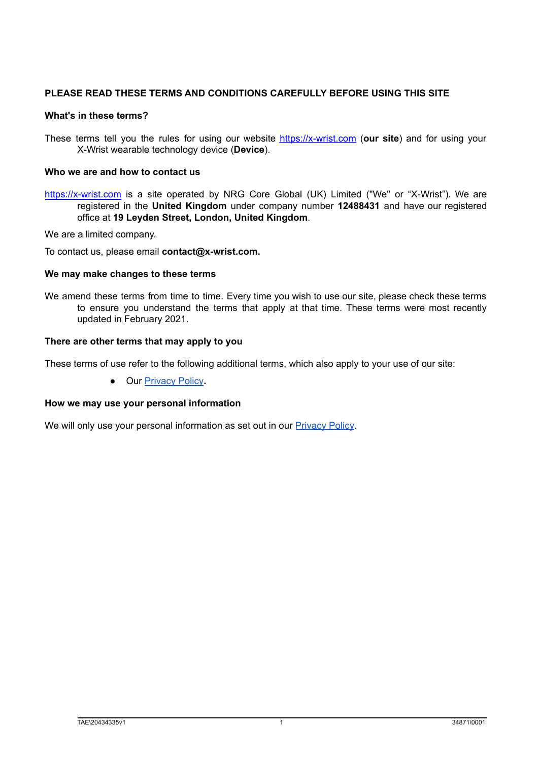**PLEASE READ THESE TERMS AND CONDITIONS CAREFULLY BEFORE USING THIS SITE**

**What's in these terms?**

These terms tell you the rules for using our website https://x-wrist.com (**our site**) and for using your X-Wrist wearable technology device (**Device**).

**Who we are and how to contact us**

https://x-wrist.com is a site operated by NRG Core Global (UK) Limited ("We" or "X-Wrist"). We are registered in the **United Kingdom** under company number **12488431** and have our registered office at **19 Leyden Street, London, United Kingdom**.

We are a limited company.

To contact us, please email **contact@x-wrist.com.**

**We may make changes to these terms**

We amend these terms from time to time. Every time you wish to use our site, please check these terms to ensure you understand the terms that apply at that time. These terms were most recently updated in February 2021.

**There are other terms that may apply to you**

These terms of use refer to the following additional terms, which also apply to your use of our site:

- Our Privacy Policy**.**

**How we may use your personal information**

We will only use your personal information as set out in our Privacy Policy.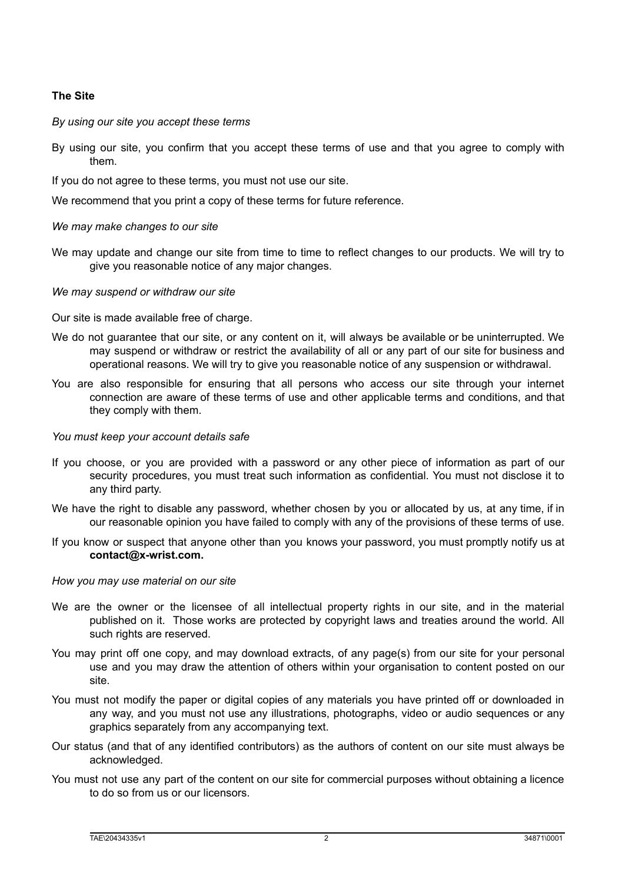**The Site**

*By using our site you accept these terms*

By using our site, you confirm that you accept these terms of use and that you agree to comply with them.

If you do not agree to these terms, you must not use our site.

We recommend that you print a copy of these terms for future reference.

*We may make changes to our site*

We may update and change our site from time to time to reflect changes to our products. We will try to give you reasonable notice of any major changes.

*We may suspend or withdraw our site*

Our site is made available free of charge.

We do not guarantee that our site, or any content on it, will always be available or be uninterrupted. We may suspend or withdraw or restrict the availability of all or any part of our site for business and operational reasons. We will try to give you reasonable notice of any suspension or withdrawal.

You are also responsible for ensuring that all persons who access our site through your internet connection are aware of these terms of use and other applicable terms and conditions, and that they comply with them.

*You must keep your account details safe*

If you choose, or you are provided with a password or any other piece of information as part of our security procedures, you must treat such information as confidential. You must not disclose it to any third party.

We have the right to disable any password, whether chosen by you or allocated by us, at any time, if in our reasonable opinion you have failed to comply with any of the provisions of these terms of use.

If you know or suspect that anyone other than you knows your password, you must promptly notify us at **contact@x-wrist.com.**

*How you may use material on our site*

We are the owner or the licensee of all intellectual property rights in our site, and in the material published on it. Those works are protected by copyright laws and treaties around the world. All such rights are reserved.

You may print off one copy, and may download extracts, of any page(s) from our site for your personal use and you may draw the attention of others within your organisation to content posted on our site.

You must not modify the paper or digital copies of any materials you have printed off or downloaded in any way, and you must not use any illustrations, photographs, video or audio sequences or any graphics separately from any accompanying text.

Our status (and that of any identified contributors) as the authors of content on our site must always be acknowledged.

You must not use any part of the content on our site for commercial purposes without obtaining a licence to do so from us or our licensors.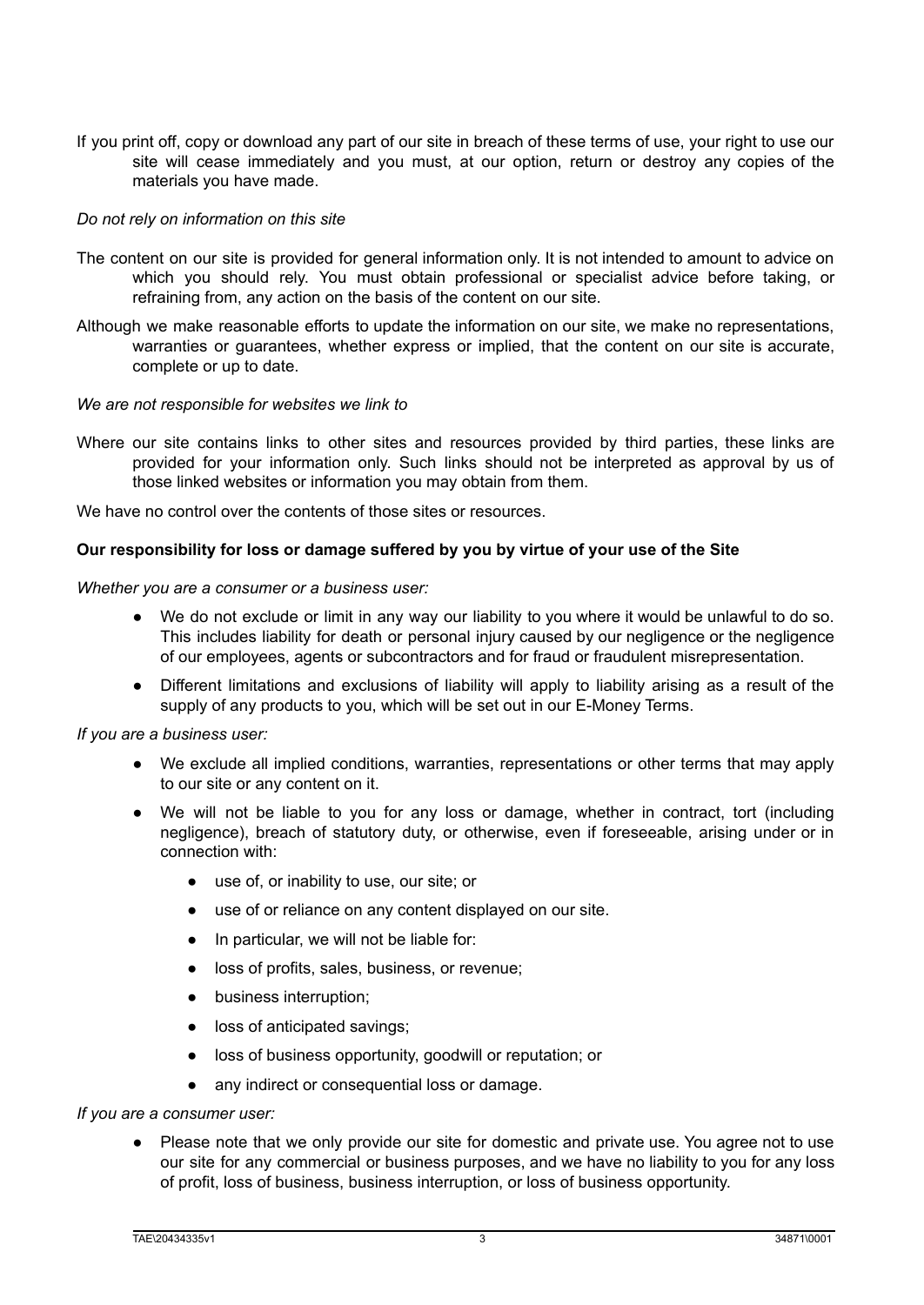If you print off, copy or download any part of our site in breach of these terms of use, your right to use our site will cease immediately and you must, at our option, return or destroy any copies of the materials you have made.

*Do not rely on information on this site*

The content on our site is provided for general information only. It is not intended to amount to advice on which you should rely. You must obtain professional or specialist advice before taking, or refraining from, any action on the basis of the content on our site.

Although we make reasonable efforts to update the information on our site, we make no representations, warranties or guarantees, whether express or implied, that the content on our site is accurate, complete or up to date.

*We are not responsible for websites we link to*

Where our site contains links to other sites and resources provided by third parties, these links are provided for your information only. Such links should not be interpreted as approval by us of those linked websites or information you may obtain from them.

We have no control over the contents of those sites or resources.

**Our responsibility for loss or damage suffered by you by virtue of your use of the Site**

*Whether you are a consumer or a business user:*

- We do not exclude or limit in any way our liability to you where it would be unlawful to do so. This includes liability for death or personal injury caused by our negligence or the negligence of our employees, agents or subcontractors and for fraud or fraudulent misrepresentation.
- Different limitations and exclusions of liability will apply to liability arising as a result of the supply of any products to you, which will be set out in our E-Money Terms.

*If you are a business user:*

- We exclude all implied conditions, warranties, representations or other terms that may apply to our site or any content on it.
- We will not be liable to you for any loss or damage, whether in contract, tort (including negligence), breach of statutory duty, or otherwise, even if foreseeable, arising under or in connection with:
    - use of, or inability to use, our site; or
    - use of or reliance on any content displayed on our site.
    - In particular, we will not be liable for:
    - loss of profits, sales, business, or revenue;
    - business interruption;
    - loss of anticipated savings;
    - loss of business opportunity, goodwill or reputation; or
    - any indirect or consequential loss or damage.

*If you are a consumer user:*

- Please note that we only provide our site for domestic and private use. You agree not to use our site for any commercial or business purposes, and we have no liability to you for any loss of profit, loss of business, business interruption, or loss of business opportunity.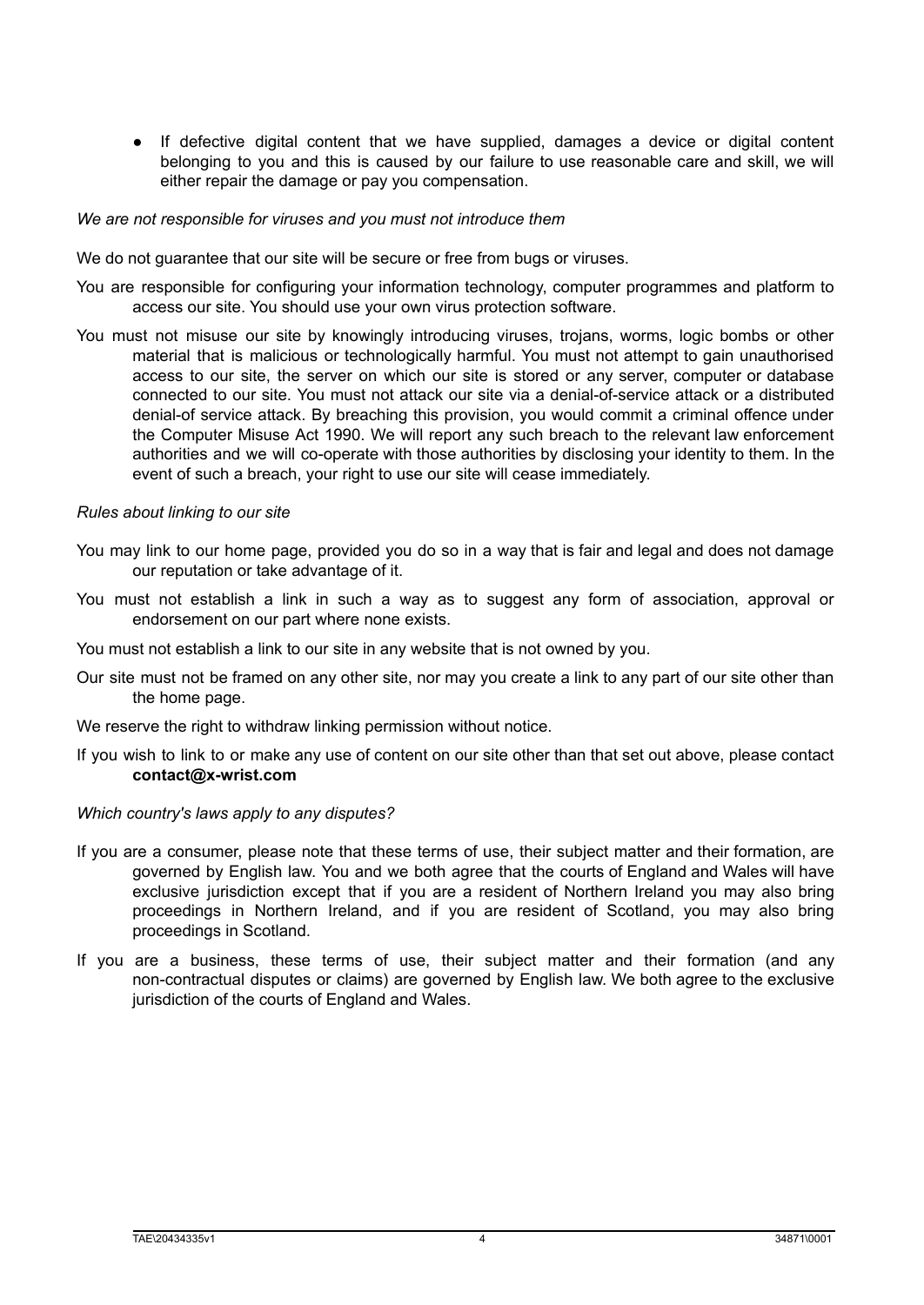- If defective digital content that we have supplied, damages a device or digital content belonging to you and this is caused by our failure to use reasonable care and skill, we will either repair the damage or pay you compensation.

*We are not responsible for viruses and you must not introduce them*

We do not guarantee that our site will be secure or free from bugs or viruses.

You are responsible for configuring your information technology, computer programmes and platform to access our site. You should use your own virus protection software.

You must not misuse our site by knowingly introducing viruses, trojans, worms, logic bombs or other material that is malicious or technologically harmful. You must not attempt to gain unauthorised access to our site, the server on which our site is stored or any server, computer or database connected to our site. You must not attack our site via a denial-of-service attack or a distributed denial-of service attack. By breaching this provision, you would commit a criminal offence under the Computer Misuse Act 1990. We will report any such breach to the relevant law enforcement authorities and we will co-operate with those authorities by disclosing your identity to them. In the event of such a breach, your right to use our site will cease immediately.

*Rules about linking to our site*

You may link to our home page, provided you do so in a way that is fair and legal and does not damage our reputation or take advantage of it.

You must not establish a link in such a way as to suggest any form of association, approval or endorsement on our part where none exists.

You must not establish a link to our site in any website that is not owned by you.

Our site must not be framed on any other site, nor may you create a link to any part of our site other than the home page.

We reserve the right to withdraw linking permission without notice.

If you wish to link to or make any use of content on our site other than that set out above, please contact **contact@x-wrist.com**

*Which country's laws apply to any disputes?*

If you are a consumer, please note that these terms of use, their subject matter and their formation, are governed by English law. You and we both agree that the courts of England and Wales will have exclusive jurisdiction except that if you are a resident of Northern Ireland you may also bring proceedings in Northern Ireland, and if you are resident of Scotland, you may also bring proceedings in Scotland.

If you are a business, these terms of use, their subject matter and their formation (and any non-contractual disputes or claims) are governed by English law. We both agree to the exclusive jurisdiction of the courts of England and Wales.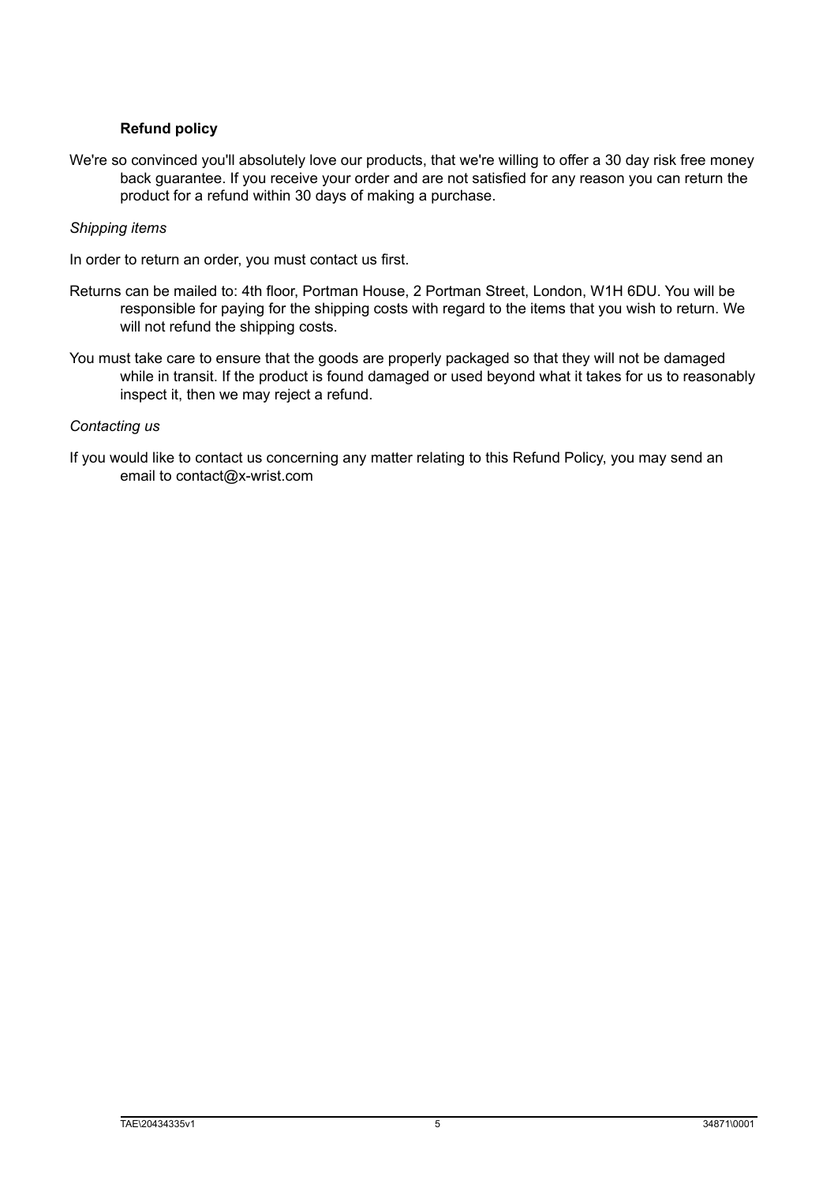### Refund policy

We're so convinced you'll absolutely love our products, that we're willing to offer a 30 day risk free money back guarantee. If you receive your order and are not satisfied for any reason you can return the product for a refund within 30 days of making a purchase.

*Shipping items*

In order to return an order, you must contact us first.

Returns can be mailed to: 4th floor, Portman House, 2 Portman Street, London, W1H 6DU. You will be responsible for paying for the shipping costs with regard to the items that you wish to return. We will not refund the shipping costs.

You must take care to ensure that the goods are properly packaged so that they will not be damaged while in transit. If the product is found damaged or used beyond what it takes for us to reasonably inspect it, then we may reject a refund.

*Contacting us*

If you would like to contact us concerning any matter relating to this Refund Policy, you may send an email to contact@x-wrist.com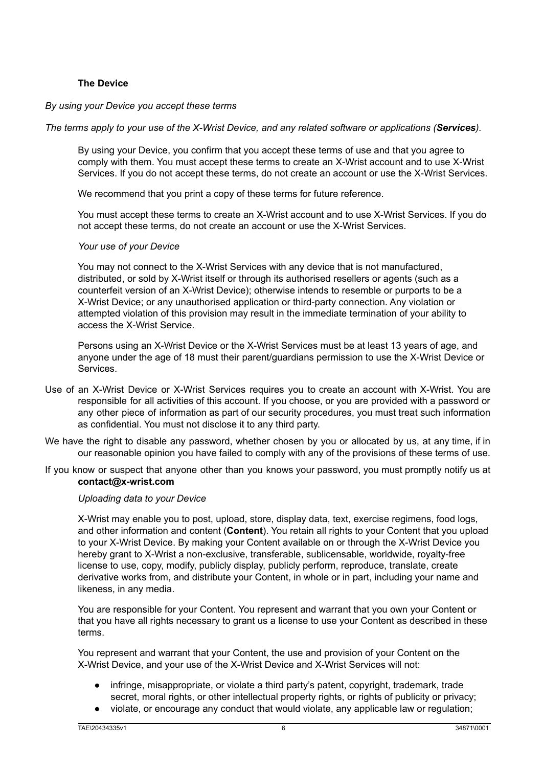**The Device**

*By using your Device you accept these terms*

*The terms apply to your use of the X-Wrist Device, and any related software or applications (**Services**).*

By using your Device, you confirm that you accept these terms of use and that you agree to comply with them. You must accept these terms to create an X-Wrist account and to use X-Wrist Services. If you do not accept these terms, do not create an account or use the X-Wrist Services.

We recommend that you print a copy of these terms for future reference.

You must accept these terms to create an X-Wrist account and to use X-Wrist Services. If you do not accept these terms, do not create an account or use the X-Wrist Services.

*Your use of your Device*

You may not connect to the X-Wrist Services with any device that is not manufactured, distributed, or sold by X-Wrist itself or through its authorised resellers or agents (such as a counterfeit version of an X-Wrist Device); otherwise intends to resemble or purports to be a X-Wrist Device; or any unauthorised application or third-party connection. Any violation or attempted violation of this provision may result in the immediate termination of your ability to access the X-Wrist Service.

Persons using an X-Wrist Device or the X-Wrist Services must be at least 13 years of age, and anyone under the age of 18 must their parent/guardians permission to use the X-Wrist Device or Services.

Use of an X-Wrist Device or X-Wrist Services requires you to create an account with X-Wrist. You are responsible for all activities of this account. If you choose, or you are provided with a password or any other piece of information as part of our security procedures, you must treat such information as confidential. You must not disclose it to any third party.

We have the right to disable any password, whether chosen by you or allocated by us, at any time, if in our reasonable opinion you have failed to comply with any of the provisions of these terms of use.

If you know or suspect that anyone other than you knows your password, you must promptly notify us at **contact@x-wrist.com**

*Uploading data to your Device*

X-Wrist may enable you to post, upload, store, display data, text, exercise regimens, food logs, and other information and content (**Content**). You retain all rights to your Content that you upload to your X-Wrist Device. By making your Content available on or through the X-Wrist Device you hereby grant to X-Wrist a non-exclusive, transferable, sublicensable, worldwide, royalty-free license to use, copy, modify, publicly display, publicly perform, reproduce, translate, create derivative works from, and distribute your Content, in whole or in part, including your name and likeness, in any media.

You are responsible for your Content. You represent and warrant that you own your Content or that you have all rights necessary to grant us a license to use your Content as described in these terms.

You represent and warrant that your Content, the use and provision of your Content on the X-Wrist Device, and your use of the X-Wrist Device and X-Wrist Services will not:

- infringe, misappropriate, or violate a third party's patent, copyright, trademark, trade secret, moral rights, or other intellectual property rights, or rights of publicity or privacy;
- violate, or encourage any conduct that would violate, any applicable law or regulation;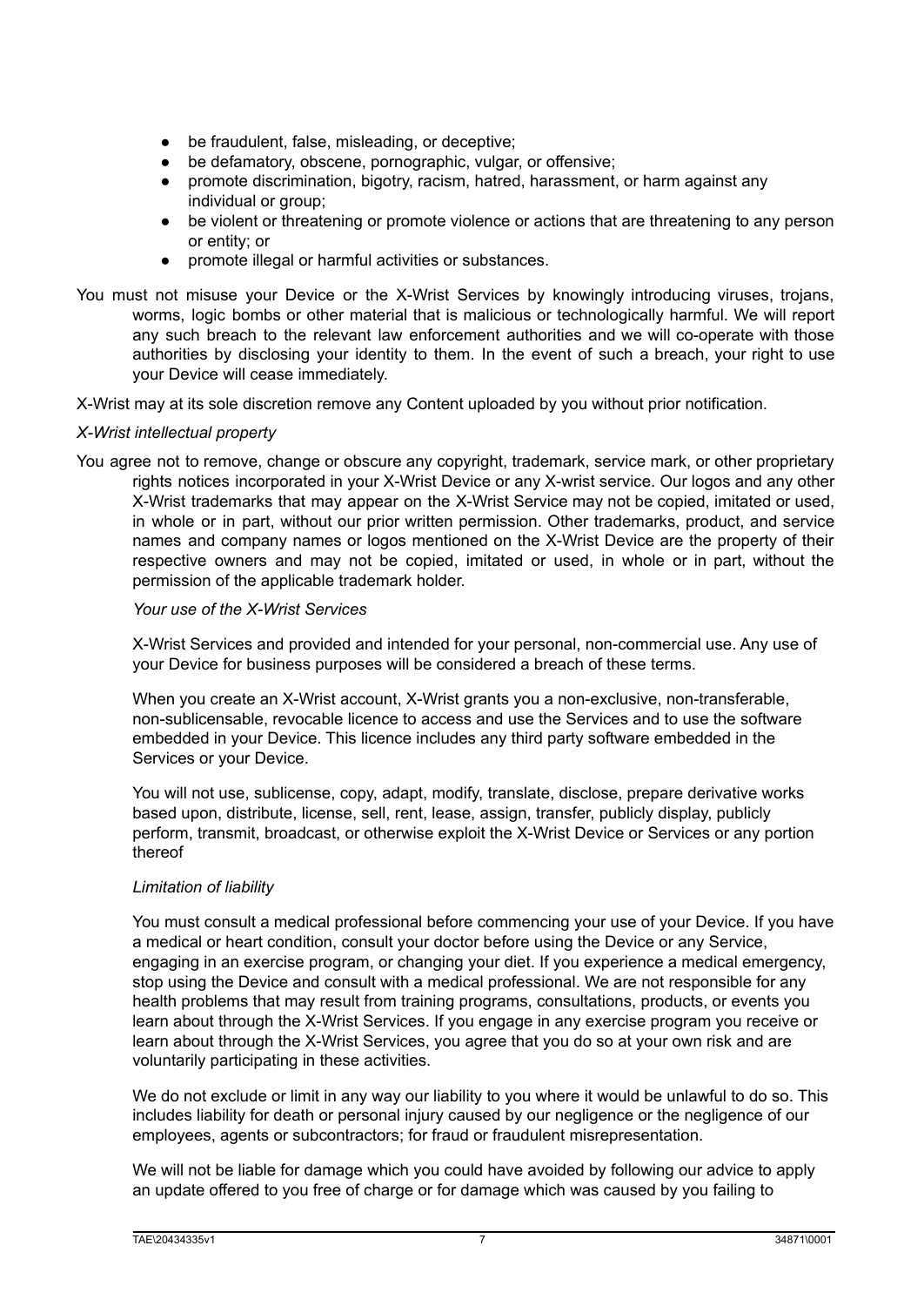- be fraudulent, false, misleading, or deceptive;
- be defamatory, obscene, pornographic, vulgar, or offensive;
- promote discrimination, bigotry, racism, hatred, harassment, or harm against any individual or group;
- be violent or threatening or promote violence or actions that are threatening to any person or entity; or
- promote illegal or harmful activities or substances.

You must not misuse your Device or the X-Wrist Services by knowingly introducing viruses, trojans, worms, logic bombs or other material that is malicious or technologically harmful. We will report any such breach to the relevant law enforcement authorities and we will co-operate with those authorities by disclosing your identity to them. In the event of such a breach, your right to use your Device will cease immediately.

X-Wrist may at its sole discretion remove any Content uploaded by you without prior notification.

*X-Wrist intellectual property*

You agree not to remove, change or obscure any copyright, trademark, service mark, or other proprietary rights notices incorporated in your X-Wrist Device or any X-wrist service. Our logos and any other X-Wrist trademarks that may appear on the X-Wrist Service may not be copied, imitated or used, in whole or in part, without our prior written permission. Other trademarks, product, and service names and company names or logos mentioned on the X-Wrist Device are the property of their respective owners and may not be copied, imitated or used, in whole or in part, without the permission of the applicable trademark holder.

*Your use of the X-Wrist Services*

X-Wrist Services and provided and intended for your personal, non-commercial use. Any use of your Device for business purposes will be considered a breach of these terms.

When you create an X-Wrist account, X-Wrist grants you a non-exclusive, non-transferable, non-sublicensable, revocable licence to access and use the Services and to use the software embedded in your Device. This licence includes any third party software embedded in the Services or your Device.

You will not use, sublicense, copy, adapt, modify, translate, disclose, prepare derivative works based upon, distribute, license, sell, rent, lease, assign, transfer, publicly display, publicly perform, transmit, broadcast, or otherwise exploit the X-Wrist Device or Services or any portion thereof

*Limitation of liability*

You must consult a medical professional before commencing your use of your Device. If you have a medical or heart condition, consult your doctor before using the Device or any Service, engaging in an exercise program, or changing your diet. If you experience a medical emergency, stop using the Device and consult with a medical professional. We are not responsible for any health problems that may result from training programs, consultations, products, or events you learn about through the X-Wrist Services. If you engage in any exercise program you receive or learn about through the X-Wrist Services, you agree that you do so at your own risk and are voluntarily participating in these activities.

We do not exclude or limit in any way our liability to you where it would be unlawful to do so. This includes liability for death or personal injury caused by our negligence or the negligence of our employees, agents or subcontractors; for fraud or fraudulent misrepresentation.

We will not be liable for damage which you could have avoided by following our advice to apply an update offered to you free of charge or for damage which was caused by you failing to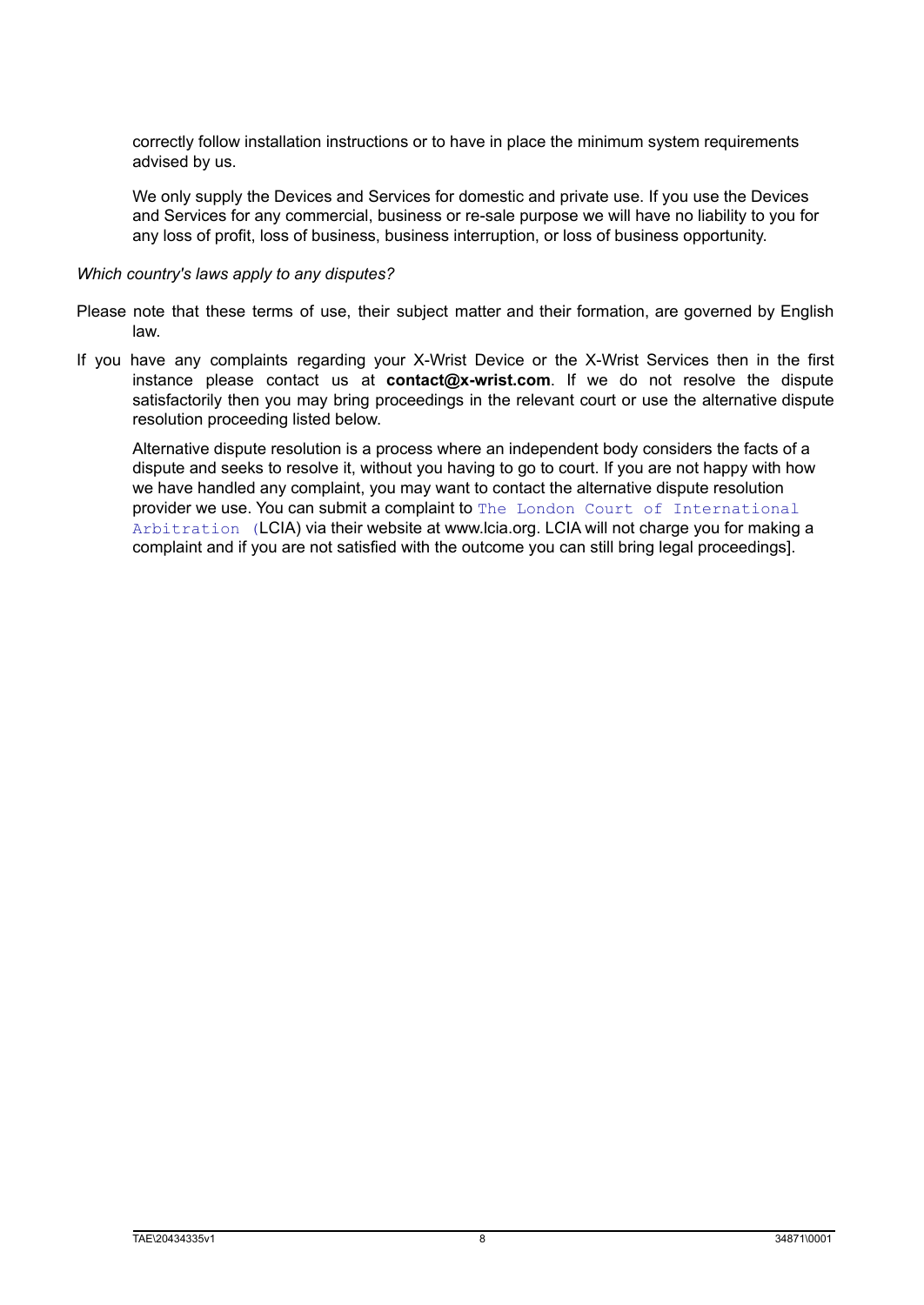correctly follow installation instructions or to have in place the minimum system requirements advised by us.

We only supply the Devices and Services for domestic and private use. If you use the Devices and Services for any commercial, business or re-sale purpose we will have no liability to you for any loss of profit, loss of business, business interruption, or loss of business opportunity.

*Which country's laws apply to any disputes?*

Please note that these terms of use, their subject matter and their formation, are governed by English law.

If you have any complaints regarding your X-Wrist Device or the X-Wrist Services then in the first instance please contact us at **contact@x-wrist.com**. If we do not resolve the dispute satisfactorily then you may bring proceedings in the relevant court or use the alternative dispute resolution proceeding listed below.

Alternative dispute resolution is a process where an independent body considers the facts of a dispute and seeks to resolve it, without you having to go to court. If you are not happy with how we have handled any complaint, you may want to contact the alternative dispute resolution provider we use. You can submit a complaint to The London Court of International Arbitration (LCIA) via their website at www.lcia.org. LCIA will not charge you for making a complaint and if you are not satisfied with the outcome you can still bring legal proceedings].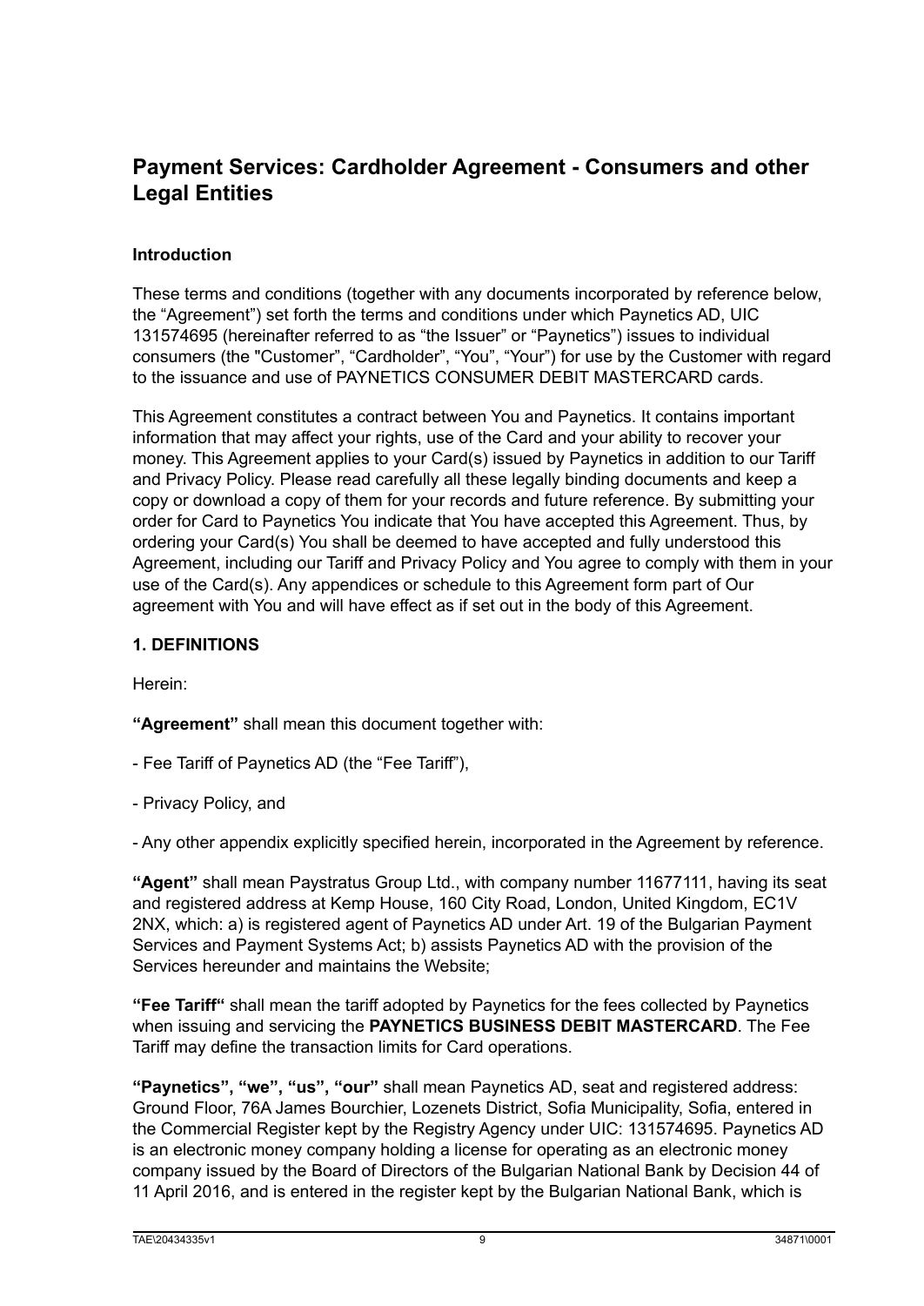# Payment Services: Cardholder Agreement - Consumers and other Legal Entities

**Introduction**

These terms and conditions (together with any documents incorporated by reference below, the "Agreement") set forth the terms and conditions under which Paynetics AD, UIC 131574695 (hereinafter referred to as "the Issuer" or "Paynetics") issues to individual consumers (the "Customer", "Cardholder", "You", "Your") for use by the Customer with regard to the issuance and use of PAYNETICS CONSUMER DEBIT MASTERCARD cards.

This Agreement constitutes a contract between You and Paynetics. It contains important information that may affect your rights, use of the Card and your ability to recover your money. This Agreement applies to your Card(s) issued by Paynetics in addition to our Tariff and Privacy Policy. Please read carefully all these legally binding documents and keep a copy or download a copy of them for your records and future reference. By submitting your order for Card to Paynetics You indicate that You have accepted this Agreement. Thus, by ordering your Card(s) You shall be deemed to have accepted and fully understood this Agreement, including our Tariff and Privacy Policy and You agree to comply with them in your use of the Card(s). Any appendices or schedule to this Agreement form part of Our agreement with You and will have effect as if set out in the body of this Agreement.

**1. DEFINITIONS**

Herein:

**"Agreement"** shall mean this document together with:

- Fee Tariff of Paynetics AD (the "Fee Tariff"),

- Privacy Policy, and

- Any other appendix explicitly specified herein, incorporated in the Agreement by reference.

**"Agent"** shall mean Paystratus Group Ltd., with company number 11677111, having its seat and registered address at Kemp House, 160 City Road, London, United Kingdom, EC1V 2NX, which: a) is registered agent of Paynetics AD under Art. 19 of the Bulgarian Payment Services and Payment Systems Act; b) assists Paynetics AD with the provision of the Services hereunder and maintains the Website;

**"Fee Tariff"** shall mean the tariff adopted by Paynetics for the fees collected by Paynetics when issuing and servicing the **PAYNETICS BUSINESS DEBIT MASTERCARD**. The Fee Tariff may define the transaction limits for Card operations.

**"Paynetics", "we", "us", "our"** shall mean Paynetics AD, seat and registered address: Ground Floor, 76A James Bourchier, Lozenets District, Sofia Municipality, Sofia, entered in the Commercial Register kept by the Registry Agency under UIC: 131574695. Paynetics AD is an electronic money company holding a license for operating as an electronic money company issued by the Board of Directors of the Bulgarian National Bank by Decision 44 of 11 April 2016, and is entered in the register kept by the Bulgarian National Bank, which is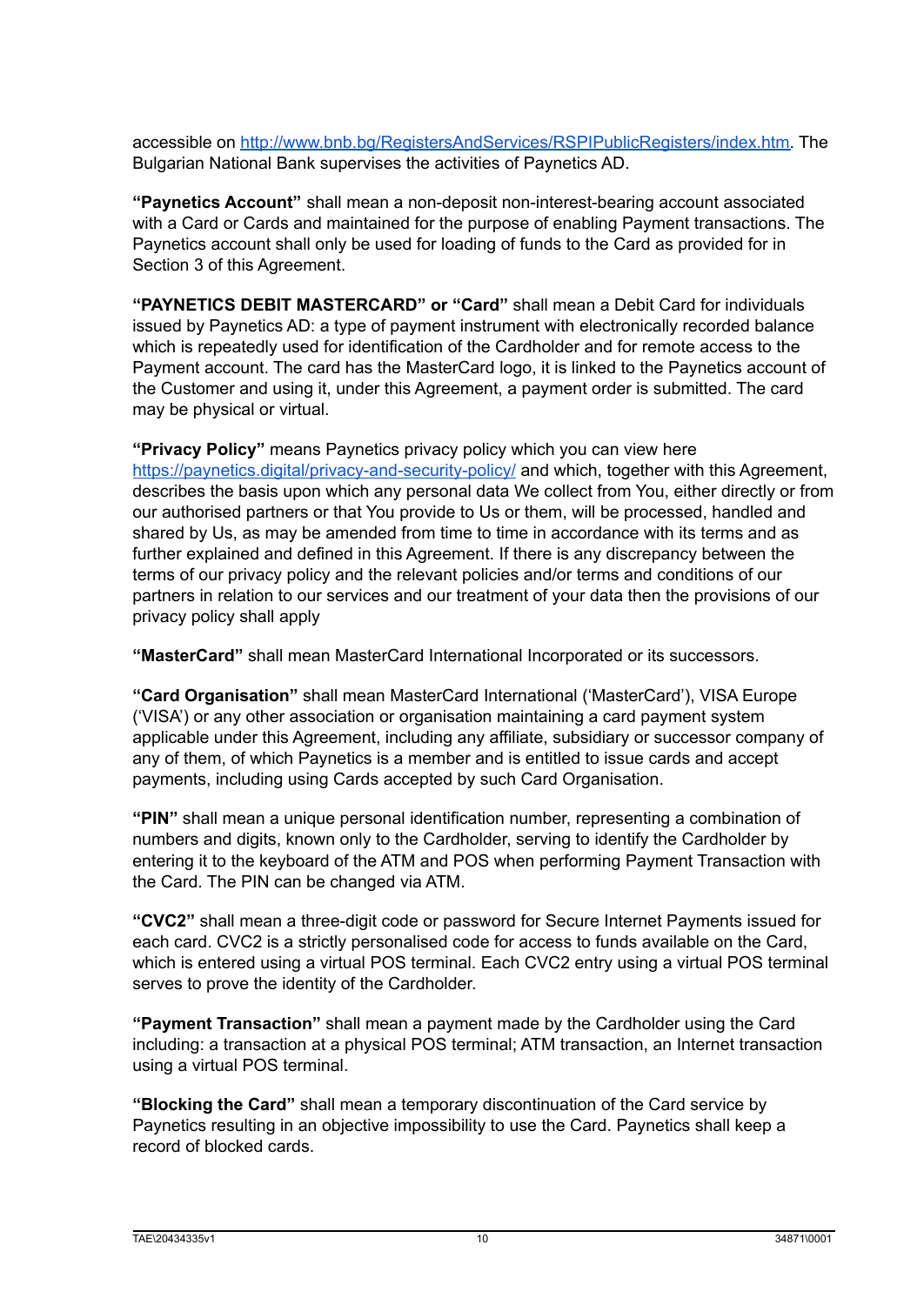accessible on [http://www.bnb.bg/RegistersAndServices/RSPIPublicRegisters/index.htm](http://www.bnb.bg/RegistersAndServices/RSPIPublicRegisters/index.htm). The Bulgarian National Bank supervises the activities of Paynetics AD.

**"Paynetics Account"** shall mean a non-deposit non-interest-bearing account associated with a Card or Cards and maintained for the purpose of enabling Payment transactions. The Paynetics account shall only be used for loading of funds to the Card as provided for in Section 3 of this Agreement.

**"PAYNETICS DEBIT MASTERCARD" or "Card"** shall mean a Debit Card for individuals issued by Paynetics AD: a type of payment instrument with electronically recorded balance which is repeatedly used for identification of the Cardholder and for remote access to the Payment account. The card has the MasterCard logo, it is linked to the Paynetics account of the Customer and using it, under this Agreement, a payment order is submitted. The card may be physical or virtual.

**"Privacy Policy"** means Paynetics privacy policy which you can view here [https://paynetics.digital/privacy-and-security-policy/](https://paynetics.digital/privacy-and-security-policy/) and which, together with this Agreement, describes the basis upon which any personal data We collect from You, either directly or from our authorised partners or that You provide to Us or them, will be processed, handled and shared by Us, as may be amended from time to time in accordance with its terms and as further explained and defined in this Agreement. If there is any discrepancy between the terms of our privacy policy and the relevant policies and/or terms and conditions of our partners in relation to our services and our treatment of your data then the provisions of our privacy policy shall apply

**"MasterCard"** shall mean MasterCard International Incorporated or its successors.

**"Card Organisation"** shall mean MasterCard International ('MasterCard'), VISA Europe ('VISA') or any other association or organisation maintaining a card payment system applicable under this Agreement, including any affiliate, subsidiary or successor company of any of them, of which Paynetics is a member and is entitled to issue cards and accept payments, including using Cards accepted by such Card Organisation.

**"PIN"** shall mean a unique personal identification number, representing a combination of numbers and digits, known only to the Cardholder, serving to identify the Cardholder by entering it to the keyboard of the ATM and POS when performing Payment Transaction with the Card. The PIN can be changed via ATM.

**"CVC2"** shall mean a three-digit code or password for Secure Internet Payments issued for each card. CVC2 is a strictly personalised code for access to funds available on the Card, which is entered using a virtual POS terminal. Each CVC2 entry using a virtual POS terminal serves to prove the identity of the Cardholder.

**"Payment Transaction"** shall mean a payment made by the Cardholder using the Card including: a transaction at a physical POS terminal; ATM transaction, an Internet transaction using a virtual POS terminal.

**"Blocking the Card"** shall mean a temporary discontinuation of the Card service by Paynetics resulting in an objective impossibility to use the Card. Paynetics shall keep a record of blocked cards.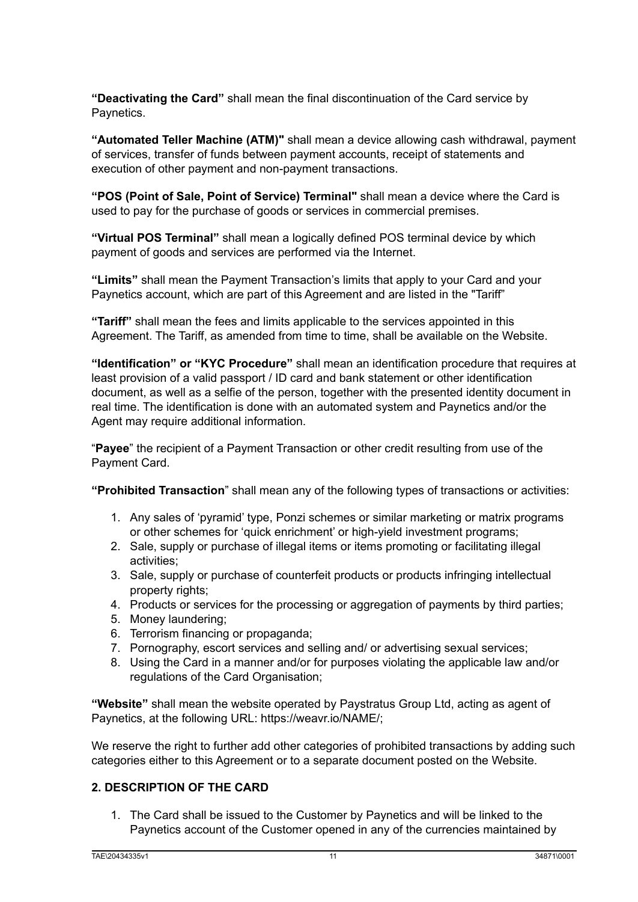**“Deactivating the Card”** shall mean the final discontinuation of the Card service by Paynetics.

**“Automated Teller Machine (ATM)"** shall mean a device allowing cash withdrawal, payment of services, transfer of funds between payment accounts, receipt of statements and execution of other payment and non-payment transactions.

**“POS (Point of Sale, Point of Service) Terminal"** shall mean a device where the Card is used to pay for the purchase of goods or services in commercial premises.

**“Virtual POS Terminal”** shall mean a logically defined POS terminal device by which payment of goods and services are performed via the Internet.

**“Limits”** shall mean the Payment Transaction’s limits that apply to your Card and your Paynetics account, which are part of this Agreement and are listed in the "Tariff”

**“Tariff”** shall mean the fees and limits applicable to the services appointed in this Agreement. The Tariff, as amended from time to time, shall be available on the Website.

**“Identification” or “KYC Procedure”** shall mean an identification procedure that requires at least provision of a valid passport / ID card and bank statement or other identification document, as well as a selfie of the person, together with the presented identity document in real time. The identification is done with an automated system and Paynetics and/or the Agent may require additional information.

“**Payee**” the recipient of a Payment Transaction or other credit resulting from use of the Payment Card.

**“Prohibited Transaction**” shall mean any of the following types of transactions or activities:

1. Any sales of ‘pyramid’ type, Ponzi schemes or similar marketing or matrix programs or other schemes for ‘quick enrichment’ or high-yield investment programs;
2. Sale, supply or purchase of illegal items or items promoting or facilitating illegal activities;
3. Sale, supply or purchase of counterfeit products or products infringing intellectual property rights;
4. Products or services for the processing or aggregation of payments by third parties;
5. Money laundering;
6. Terrorism financing or propaganda;
7. Pornography, escort services and selling and/ or advertising sexual services;
8. Using the Card in a manner and/or for purposes violating the applicable law and/or regulations of the Card Organisation;

**“Website”** shall mean the website operated by Paystratus Group Ltd, acting as agent of Paynetics, at the following URL: https://weavr.io/NAME/;

We reserve the right to further add other categories of prohibited transactions by adding such categories either to this Agreement or to a separate document posted on the Website.

## 2. DESCRIPTION OF THE CARD

1. The Card shall be issued to the Customer by Paynetics and will be linked to the Paynetics account of the Customer opened in any of the currencies maintained by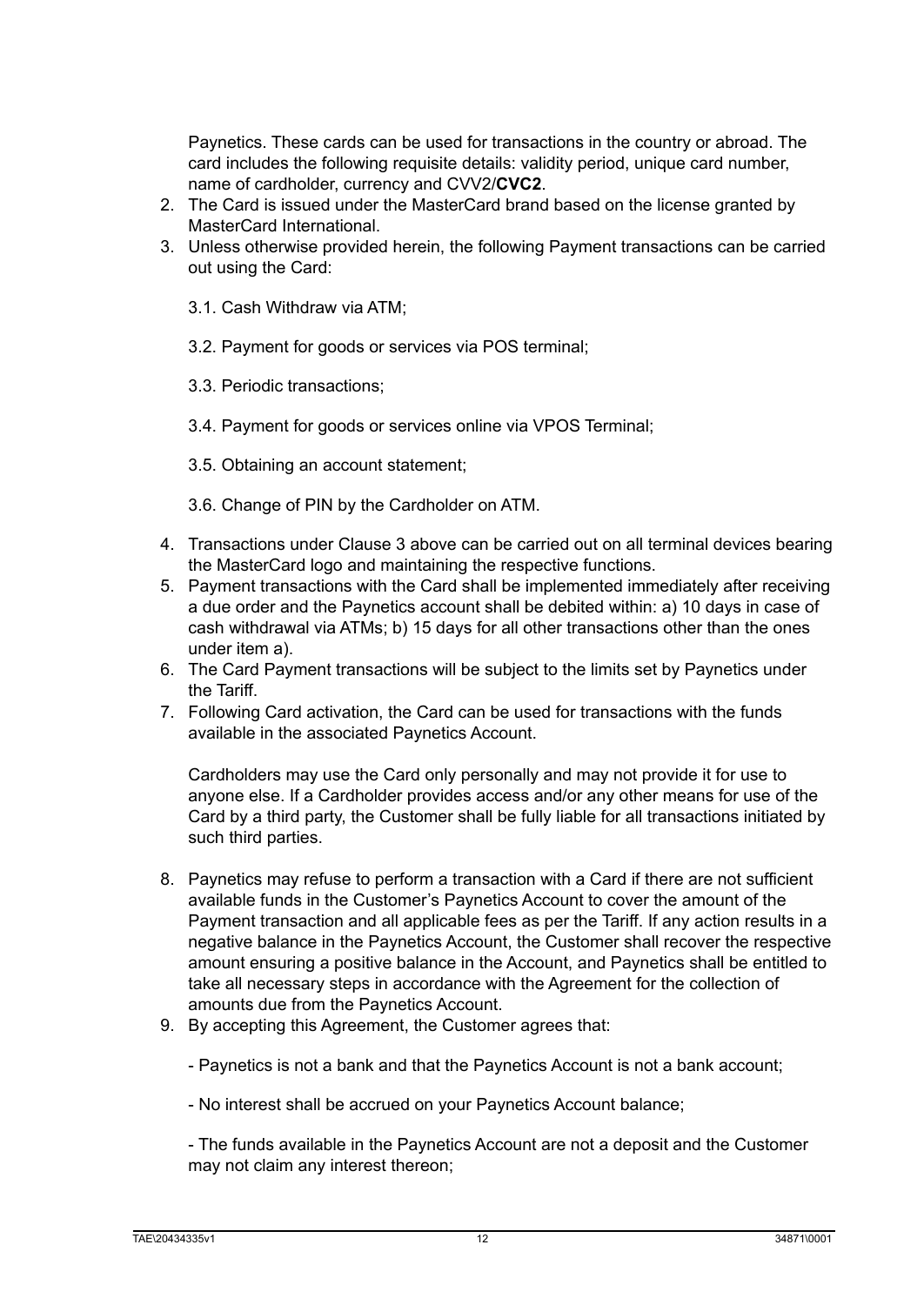Paynetics. These cards can be used for transactions in the country or abroad. The card includes the following requisite details: validity period, unique card number, name of cardholder, currency and CVV2/**CVC2**.

2. The Card is issued under the MasterCard brand based on the license granted by MasterCard International.
3. Unless otherwise provided herein, the following Payment transactions can be carried out using the Card:

   3.1. Cash Withdraw via ATM;

   3.2. Payment for goods or services via POS terminal;

   3.3. Periodic transactions;

   3.4. Payment for goods or services online via VPOS Terminal;

   3.5. Obtaining an account statement;

   3.6. Change of PIN by the Cardholder on ATM.

4. Transactions under Clause 3 above can be carried out on all terminal devices bearing the MasterCard logo and maintaining the respective functions.
5. Payment transactions with the Card shall be implemented immediately after receiving a due order and the Paynetics account shall be debited within: a) 10 days in case of cash withdrawal via ATMs; b) 15 days for all other transactions other than the ones under item a).
6. The Card Payment transactions will be subject to the limits set by Paynetics under the Tariff.
7. Following Card activation, the Card can be used for transactions with the funds available in the associated Paynetics Account.

   Cardholders may use the Card only personally and may not provide it for use to anyone else. If a Cardholder provides access and/or any other means for use of the Card by a third party, the Customer shall be fully liable for all transactions initiated by such third parties.

8. Paynetics may refuse to perform a transaction with a Card if there are not sufficient available funds in the Customer's Paynetics Account to cover the amount of the Payment transaction and all applicable fees as per the Tariff. If any action results in a negative balance in the Paynetics Account, the Customer shall recover the respective amount ensuring a positive balance in the Account, and Paynetics shall be entitled to take all necessary steps in accordance with the Agreement for the collection of amounts due from the Paynetics Account.
9. By accepting this Agreement, the Customer agrees that:

   - Paynetics is not a bank and that the Paynetics Account is not a bank account;

   - No interest shall be accrued on your Paynetics Account balance;

   - The funds available in the Paynetics Account are not a deposit and the Customer may not claim any interest thereon;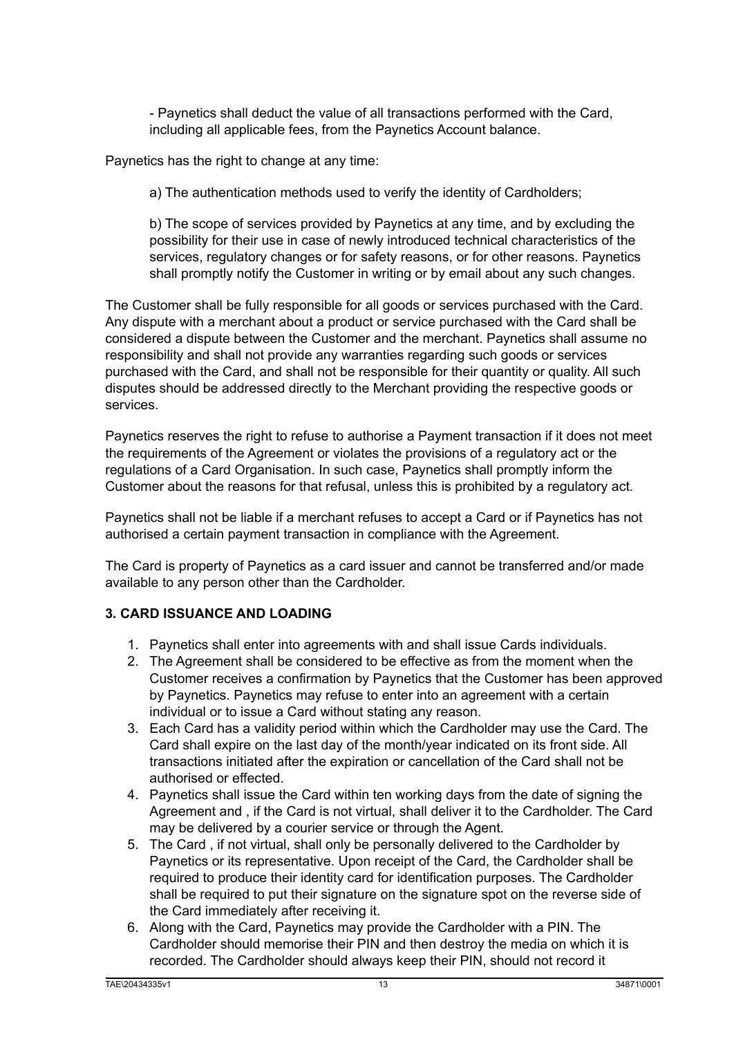- Paynetics shall deduct the value of all transactions performed with the Card, including all applicable fees, from the Paynetics Account balance.

Paynetics has the right to change at any time:

a) The authentication methods used to verify the identity of Cardholders;

b) The scope of services provided by Paynetics at any time, and by excluding the possibility for their use in case of newly introduced technical characteristics of the services, regulatory changes or for safety reasons, or for other reasons. Paynetics shall promptly notify the Customer in writing or by email about any such changes.

The Customer shall be fully responsible for all goods or services purchased with the Card. Any dispute with a merchant about a product or service purchased with the Card shall be considered a dispute between the Customer and the merchant. Paynetics shall assume no responsibility and shall not provide any warranties regarding such goods or services purchased with the Card, and shall not be responsible for their quantity or quality. All such disputes should be addressed directly to the Merchant providing the respective goods or services.

Paynetics reserves the right to refuse to authorise a Payment transaction if it does not meet the requirements of the Agreement or violates the provisions of a regulatory act or the regulations of a Card Organisation. In such case, Paynetics shall promptly inform the Customer about the reasons for that refusal, unless this is prohibited by a regulatory act.

Paynetics shall not be liable if a merchant refuses to accept a Card or if Paynetics has not authorised a certain payment transaction in compliance with the Agreement.

The Card is property of Paynetics as a card issuer and cannot be transferred and/or made available to any person other than the Cardholder.

**3. CARD ISSUANCE AND LOADING**

1. Paynetics shall enter into agreements with and shall issue Cards individuals.
2. The Agreement shall be considered to be effective as from the moment when the Customer receives a confirmation by Paynetics that the Customer has been approved by Paynetics. Paynetics may refuse to enter into an agreement with a certain individual or to issue a Card without stating any reason.
3. Each Card has a validity period within which the Cardholder may use the Card. The Card shall expire on the last day of the month/year indicated on its front side. All transactions initiated after the expiration or cancellation of the Card shall not be authorised or effected.
4. Paynetics shall issue the Card within ten working days from the date of signing the Agreement and , if the Card is not virtual, shall deliver it to the Cardholder. The Card may be delivered by a courier service or through the Agent.
5. The Card , if not virtual, shall only be personally delivered to the Cardholder by Paynetics or its representative. Upon receipt of the Card, the Cardholder shall be required to produce their identity card for identification purposes. The Cardholder shall be required to put their signature on the signature spot on the reverse side of the Card immediately after receiving it.
6. Along with the Card, Paynetics may provide the Cardholder with a PIN. The Cardholder should memorise their PIN and then destroy the media on which it is recorded. The Cardholder should always keep their PIN, should not record it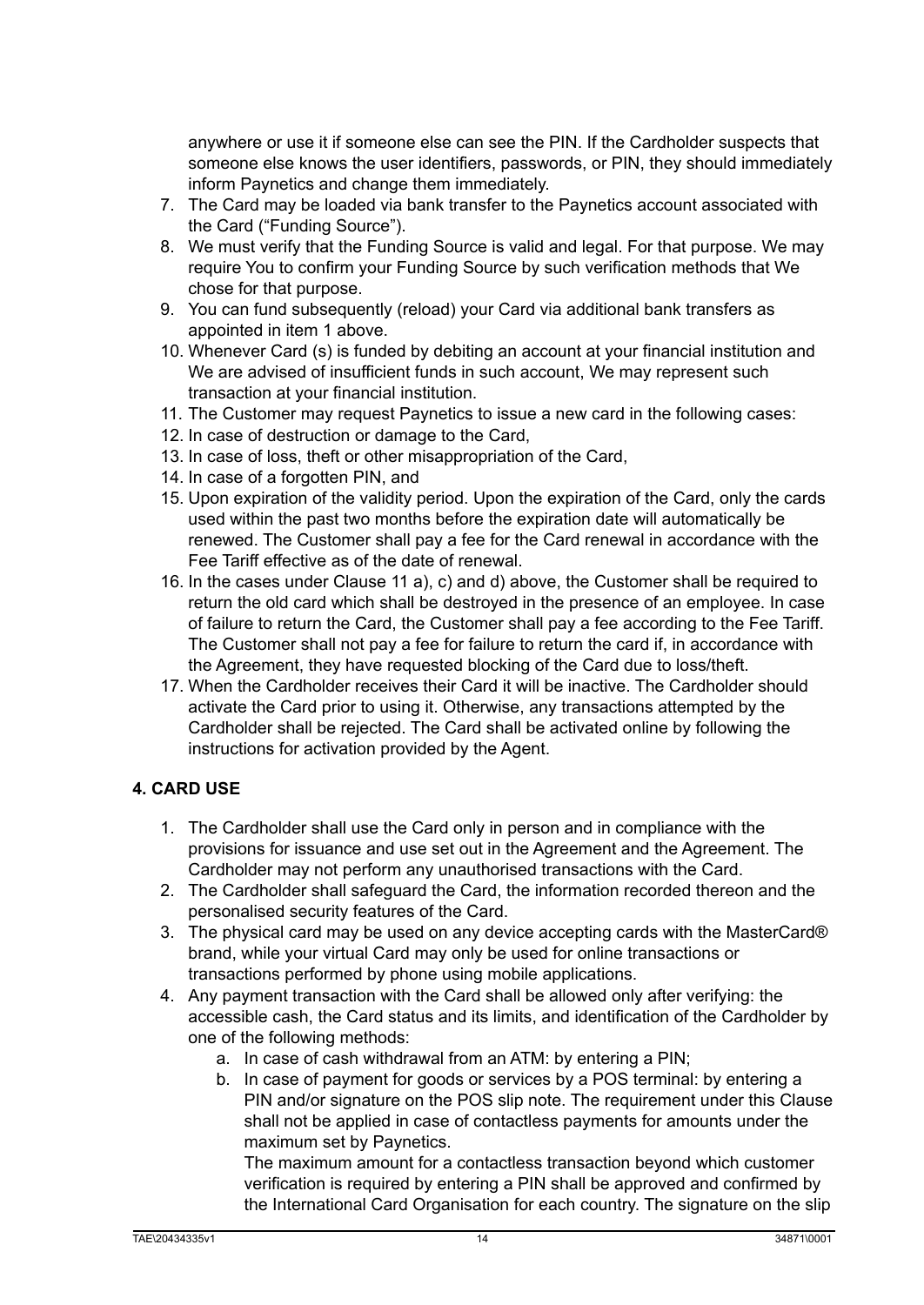anywhere or use it if someone else can see the PIN. If the Cardholder suspects that someone else knows the user identifiers, passwords, or PIN, they should immediately inform Paynetics and change them immediately.

7. The Card may be loaded via bank transfer to the Paynetics account associated with the Card ("Funding Source").
8. We must verify that the Funding Source is valid and legal. For that purpose. We may require You to confirm your Funding Source by such verification methods that We chose for that purpose.
9. You can fund subsequently (reload) your Card via additional bank transfers as appointed in item 1 above.
10. Whenever Card (s) is funded by debiting an account at your financial institution and We are advised of insufficient funds in such account, We may represent such transaction at your financial institution.
11. The Customer may request Paynetics to issue a new card in the following cases:
12. In case of destruction or damage to the Card,
13. In case of loss, theft or other misappropriation of the Card,
14. In case of a forgotten PIN, and
15. Upon expiration of the validity period. Upon the expiration of the Card, only the cards used within the past two months before the expiration date will automatically be renewed. The Customer shall pay a fee for the Card renewal in accordance with the Fee Tariff effective as of the date of renewal.
16. In the cases under Clause 11 a), c) and d) above, the Customer shall be required to return the old card which shall be destroyed in the presence of an employee. In case of failure to return the Card, the Customer shall pay a fee according to the Fee Tariff. The Customer shall not pay a fee for failure to return the card if, in accordance with the Agreement, they have requested blocking of the Card due to loss/theft.
17. When the Cardholder receives their Card it will be inactive. The Cardholder should activate the Card prior to using it. Otherwise, any transactions attempted by the Cardholder shall be rejected. The Card shall be activated online by following the instructions for activation provided by the Agent.

**4. CARD USE**

1. The Cardholder shall use the Card only in person and in compliance with the provisions for issuance and use set out in the Agreement and the Agreement. The Cardholder may not perform any unauthorised transactions with the Card.
2. The Cardholder shall safeguard the Card, the information recorded thereon and the personalised security features of the Card.
3. The physical card may be used on any device accepting cards with the MasterCard® brand, while your virtual Card may only be used for online transactions or transactions performed by phone using mobile applications.
4. Any payment transaction with the Card shall be allowed only after verifying: the accessible cash, the Card status and its limits, and identification of the Cardholder by one of the following methods:
    a. In case of cash withdrawal from an ATM: by entering a PIN;
    b. In case of payment for goods or services by a POS terminal: by entering a PIN and/or signature on the POS slip note. The requirement under this Clause shall not be applied in case of contactless payments for amounts under the maximum set by Paynetics.
       The maximum amount for a contactless transaction beyond which customer verification is required by entering a PIN shall be approved and confirmed by the International Card Organisation for each country. The signature on the slip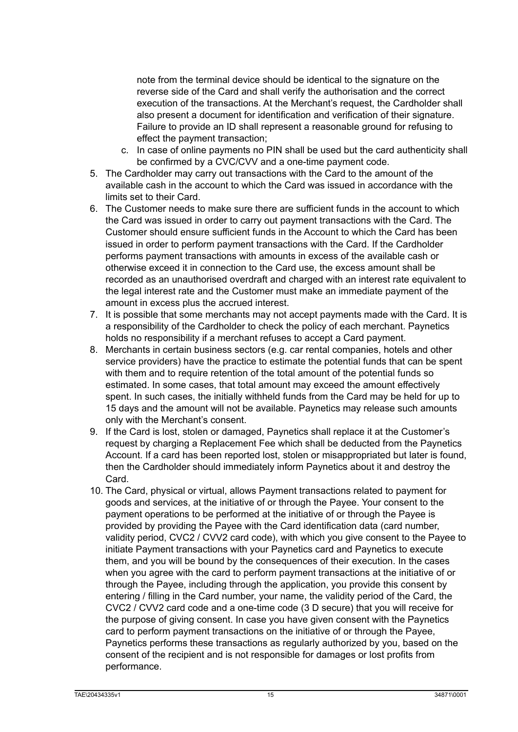note from the terminal device should be identical to the signature on the reverse side of the Card and shall verify the authorisation and the correct execution of the transactions. At the Merchant's request, the Cardholder shall also present a document for identification and verification of their signature. Failure to provide an ID shall represent a reasonable ground for refusing to effect the payment transaction;

   c. In case of online payments no PIN shall be used but the card authenticity shall be confirmed by a CVC/CVV and a one-time payment code.

5. The Cardholder may carry out transactions with the Card to the amount of the available cash in the account to which the Card was issued in accordance with the limits set to their Card.
6. The Customer needs to make sure there are sufficient funds in the account to which the Card was issued in order to carry out payment transactions with the Card. The Customer should ensure sufficient funds in the Account to which the Card has been issued in order to perform payment transactions with the Card. If the Cardholder performs payment transactions with amounts in excess of the available cash or otherwise exceed it in connection to the Card use, the excess amount shall be recorded as an unauthorised overdraft and charged with an interest rate equivalent to the legal interest rate and the Customer must make an immediate payment of the amount in excess plus the accrued interest.
7. It is possible that some merchants may not accept payments made with the Card. It is a responsibility of the Cardholder to check the policy of each merchant. Paynetics holds no responsibility if a merchant refuses to accept a Card payment.
8. Merchants in certain business sectors (e.g. car rental companies, hotels and other service providers) have the practice to estimate the potential funds that can be spent with them and to require retention of the total amount of the potential funds so estimated. In some cases, that total amount may exceed the amount effectively spent. In such cases, the initially withheld funds from the Card may be held for up to 15 days and the amount will not be available. Paynetics may release such amounts only with the Merchant's consent.
9. If the Card is lost, stolen or damaged, Paynetics shall replace it at the Customer's request by charging a Replacement Fee which shall be deducted from the Paynetics Account. If a card has been reported lost, stolen or misappropriated but later is found, then the Cardholder should immediately inform Paynetics about it and destroy the Card.
10. The Card, physical or virtual, allows Payment transactions related to payment for goods and services, at the initiative of or through the Payee. Your consent to the payment operations to be performed at the initiative of or through the Payee is provided by providing the Payee with the Card identification data (card number, validity period, CVC2 / CVV2 card code), with which you give consent to the Payee to initiate Payment transactions with your Paynetics card and Paynetics to execute them, and you will be bound by the consequences of their execution. In the cases when you agree with the card to perform payment transactions at the initiative of or through the Payee, including through the application, you provide this consent by entering / filling in the Card number, your name, the validity period of the Card, the CVC2 / CVV2 card code and a one-time code (3 D secure) that you will receive for the purpose of giving consent. In case you have given consent with the Paynetics card to perform payment transactions on the initiative of or through the Payee, Paynetics performs these transactions as regularly authorized by you, based on the consent of the recipient and is not responsible for damages or lost profits from performance.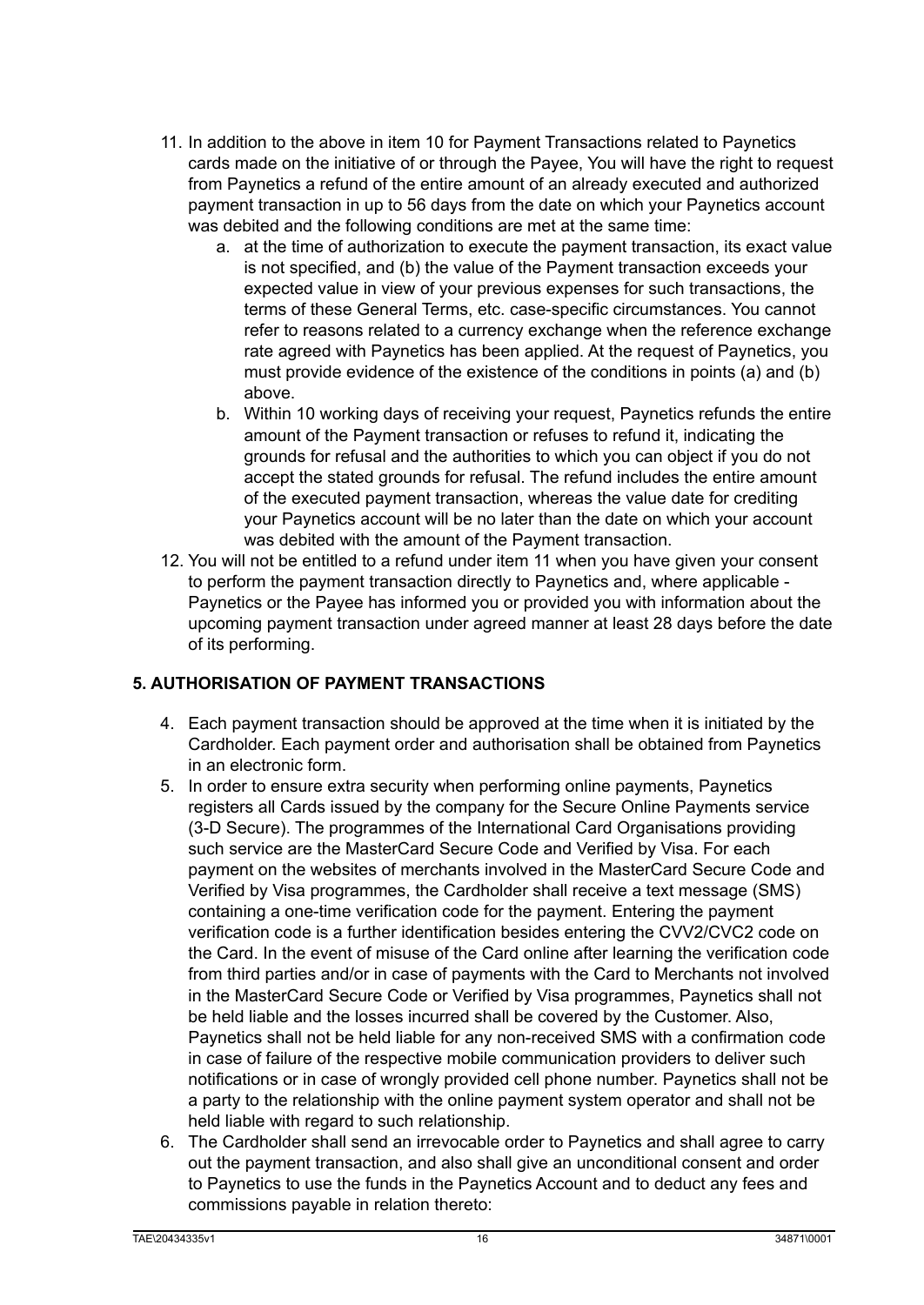11. In addition to the above in item 10 for Payment Transactions related to Paynetics cards made on the initiative of or through the Payee, You will have the right to request from Paynetics a refund of the entire amount of an already executed and authorized payment transaction in up to 56 days from the date on which your Paynetics account was debited and the following conditions are met at the same time:
    a. at the time of authorization to execute the payment transaction, its exact value is not specified, and (b) the value of the Payment transaction exceeds your expected value in view of your previous expenses for such transactions, the terms of these General Terms, etc. case-specific circumstances. You cannot refer to reasons related to a currency exchange when the reference exchange rate agreed with Paynetics has been applied. At the request of Paynetics, you must provide evidence of the existence of the conditions in points (a) and (b) above.
    b. Within 10 working days of receiving your request, Paynetics refunds the entire amount of the Payment transaction or refuses to refund it, indicating the grounds for refusal and the authorities to which you can object if you do not accept the stated grounds for refusal. The refund includes the entire amount of the executed payment transaction, whereas the value date for crediting your Paynetics account will be no later than the date on which your account was debited with the amount of the Payment transaction.
12. You will not be entitled to a refund under item 11 when you have given your consent to perform the payment transaction directly to Paynetics and, where applicable - Paynetics or the Payee has informed you or provided you with information about the upcoming payment transaction under agreed manner at least 28 days before the date of its performing.

**5. AUTHORISATION OF PAYMENT TRANSACTIONS**

4. Each payment transaction should be approved at the time when it is initiated by the Cardholder. Each payment order and authorisation shall be obtained from Paynetics in an electronic form.
5. In order to ensure extra security when performing online payments, Paynetics registers all Cards issued by the company for the Secure Online Payments service (3-D Secure). The programmes of the International Card Organisations providing such service are the MasterCard Secure Code and Verified by Visa. For each payment on the websites of merchants involved in the MasterCard Secure Code and Verified by Visa programmes, the Cardholder shall receive a text message (SMS) containing a one-time verification code for the payment. Entering the payment verification code is a further identification besides entering the CVV2/CVC2 code on the Card. In the event of misuse of the Card online after learning the verification code from third parties and/or in case of payments with the Card to Merchants not involved in the MasterCard Secure Code or Verified by Visa programmes, Paynetics shall not be held liable and the losses incurred shall be covered by the Customer. Also, Paynetics shall not be held liable for any non-received SMS with a confirmation code in case of failure of the respective mobile communication providers to deliver such notifications or in case of wrongly provided cell phone number. Paynetics shall not be a party to the relationship with the online payment system operator and shall not be held liable with regard to such relationship.
6. The Cardholder shall send an irrevocable order to Paynetics and shall agree to carry out the payment transaction, and also shall give an unconditional consent and order to Paynetics to use the funds in the Paynetics Account and to deduct any fees and commissions payable in relation thereto: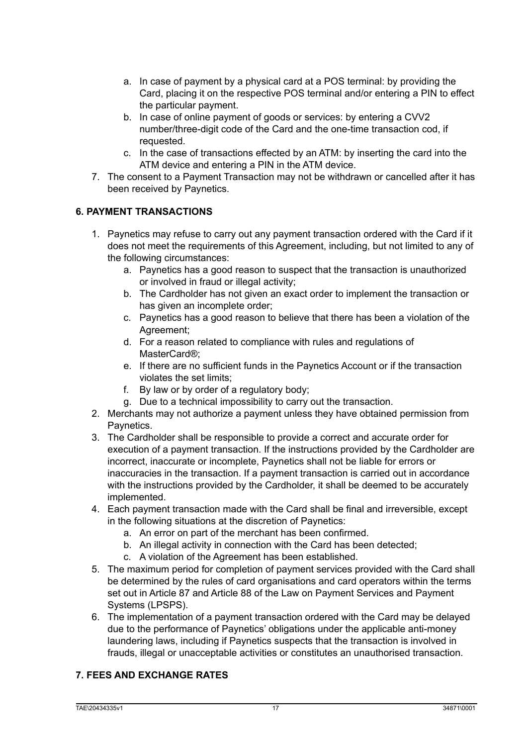a. In case of payment by a physical card at a POS terminal: by providing the Card, placing it on the respective POS terminal and/or entering a PIN to effect the particular payment.
   b. In case of online payment of goods or services: by entering a CVV2 number/three-digit code of the Card and the one-time transaction cod, if requested.
   c. In the case of transactions effected by an ATM: by inserting the card into the ATM device and entering a PIN in the ATM device.
7. The consent to a Payment Transaction may not be withdrawn or cancelled after it has been received by Paynetics.

**6. PAYMENT TRANSACTIONS**

1. Paynetics may refuse to carry out any payment transaction ordered with the Card if it does not meet the requirements of this Agreement, including, but not limited to any of the following circumstances:
   a. Paynetics has a good reason to suspect that the transaction is unauthorized or involved in fraud or illegal activity;
   b. The Cardholder has not given an exact order to implement the transaction or has given an incomplete order;
   c. Paynetics has a good reason to believe that there has been a violation of the Agreement;
   d. For a reason related to compliance with rules and regulations of MasterCard®;
   e. If there are no sufficient funds in the Paynetics Account or if the transaction violates the set limits;
   f. By law or by order of a regulatory body;
   g. Due to a technical impossibility to carry out the transaction.
2. Merchants may not authorize a payment unless they have obtained permission from Paynetics.
3. The Cardholder shall be responsible to provide a correct and accurate order for execution of a payment transaction. If the instructions provided by the Cardholder are incorrect, inaccurate or incomplete, Paynetics shall not be liable for errors or inaccuracies in the transaction. If a payment transaction is carried out in accordance with the instructions provided by the Cardholder, it shall be deemed to be accurately implemented.
4. Each payment transaction made with the Card shall be final and irreversible, except in the following situations at the discretion of Paynetics:
   a. An error on part of the merchant has been confirmed.
   b. An illegal activity in connection with the Card has been detected;
   c. A violation of the Agreement has been established.
5. The maximum period for completion of payment services provided with the Card shall be determined by the rules of card organisations and card operators within the terms set out in Article 87 and Article 88 of the Law on Payment Services and Payment Systems (LPSPS).
6. The implementation of a payment transaction ordered with the Card may be delayed due to the performance of Paynetics' obligations under the applicable anti-money laundering laws, including if Paynetics suspects that the transaction is involved in frauds, illegal or unacceptable activities or constitutes an unauthorised transaction.

**7. FEES AND EXCHANGE RATES**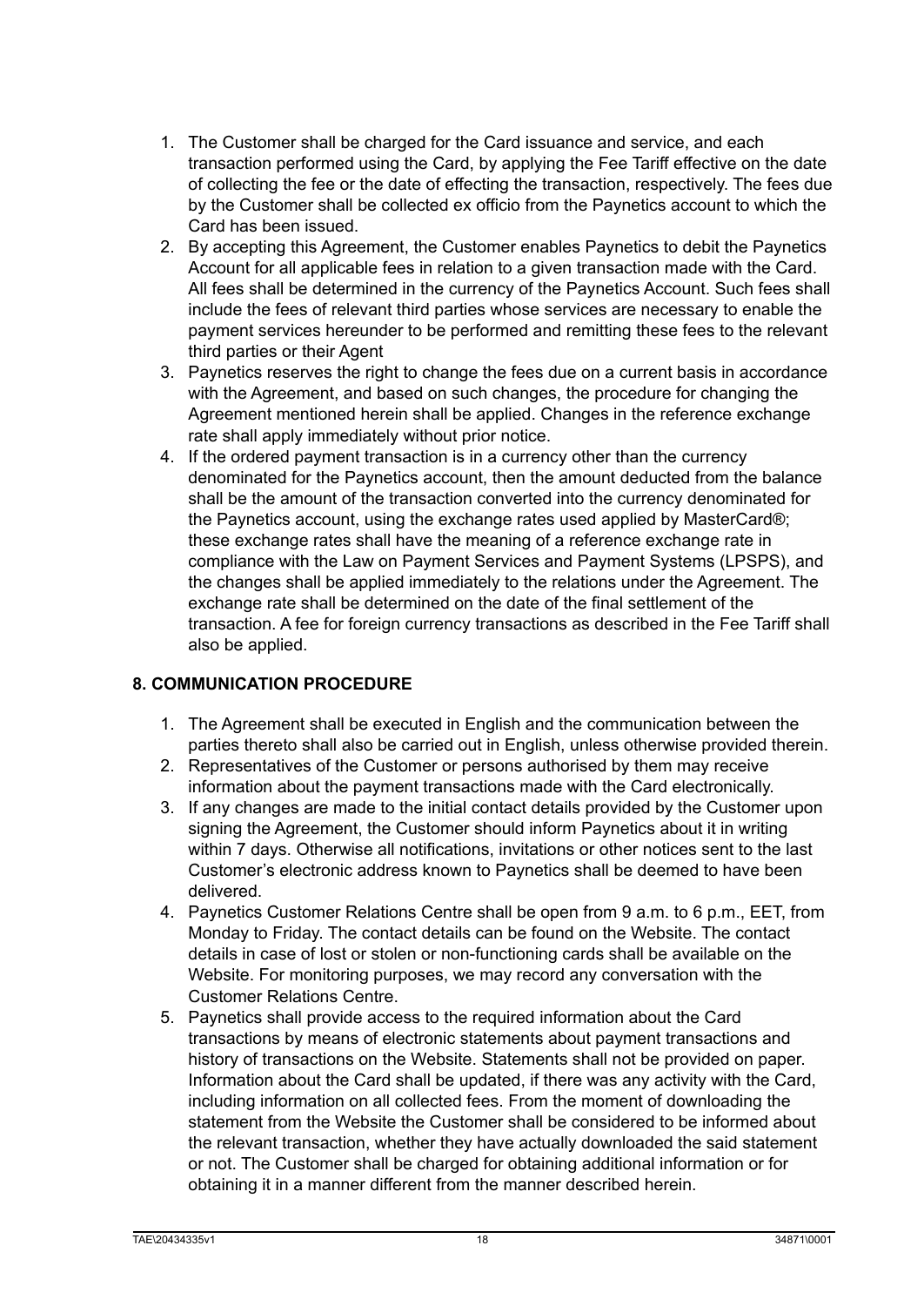1. The Customer shall be charged for the Card issuance and service, and each transaction performed using the Card, by applying the Fee Tariff effective on the date of collecting the fee or the date of effecting the transaction, respectively. The fees due by the Customer shall be collected ex officio from the Paynetics account to which the Card has been issued.
2. By accepting this Agreement, the Customer enables Paynetics to debit the Paynetics Account for all applicable fees in relation to a given transaction made with the Card. All fees shall be determined in the currency of the Paynetics Account. Such fees shall include the fees of relevant third parties whose services are necessary to enable the payment services hereunder to be performed and remitting these fees to the relevant third parties or their Agent
3. Paynetics reserves the right to change the fees due on a current basis in accordance with the Agreement, and based on such changes, the procedure for changing the Agreement mentioned herein shall be applied. Changes in the reference exchange rate shall apply immediately without prior notice.
4. If the ordered payment transaction is in a currency other than the currency denominated for the Paynetics account, then the amount deducted from the balance shall be the amount of the transaction converted into the currency denominated for the Paynetics account, using the exchange rates used applied by MasterCard®; these exchange rates shall have the meaning of a reference exchange rate in compliance with the Law on Payment Services and Payment Systems (LPSPS), and the changes shall be applied immediately to the relations under the Agreement. The exchange rate shall be determined on the date of the final settlement of the transaction. A fee for foreign currency transactions as described in the Fee Tariff shall also be applied.

## 8. COMMUNICATION PROCEDURE

1. The Agreement shall be executed in English and the communication between the parties thereto shall also be carried out in English, unless otherwise provided therein.
2. Representatives of the Customer or persons authorised by them may receive information about the payment transactions made with the Card electronically.
3. If any changes are made to the initial contact details provided by the Customer upon signing the Agreement, the Customer should inform Paynetics about it in writing within 7 days. Otherwise all notifications, invitations or other notices sent to the last Customer's electronic address known to Paynetics shall be deemed to have been delivered.
4. Paynetics Customer Relations Centre shall be open from 9 a.m. to 6 p.m., EET, from Monday to Friday. The contact details can be found on the Website. The contact details in case of lost or stolen or non-functioning cards shall be available on the Website. For monitoring purposes, we may record any conversation with the Customer Relations Centre.
5. Paynetics shall provide access to the required information about the Card transactions by means of electronic statements about payment transactions and history of transactions on the Website. Statements shall not be provided on paper. Information about the Card shall be updated, if there was any activity with the Card, including information on all collected fees. From the moment of downloading the statement from the Website the Customer shall be considered to be informed about the relevant transaction, whether they have actually downloaded the said statement or not. The Customer shall be charged for obtaining additional information or for obtaining it in a manner different from the manner described herein.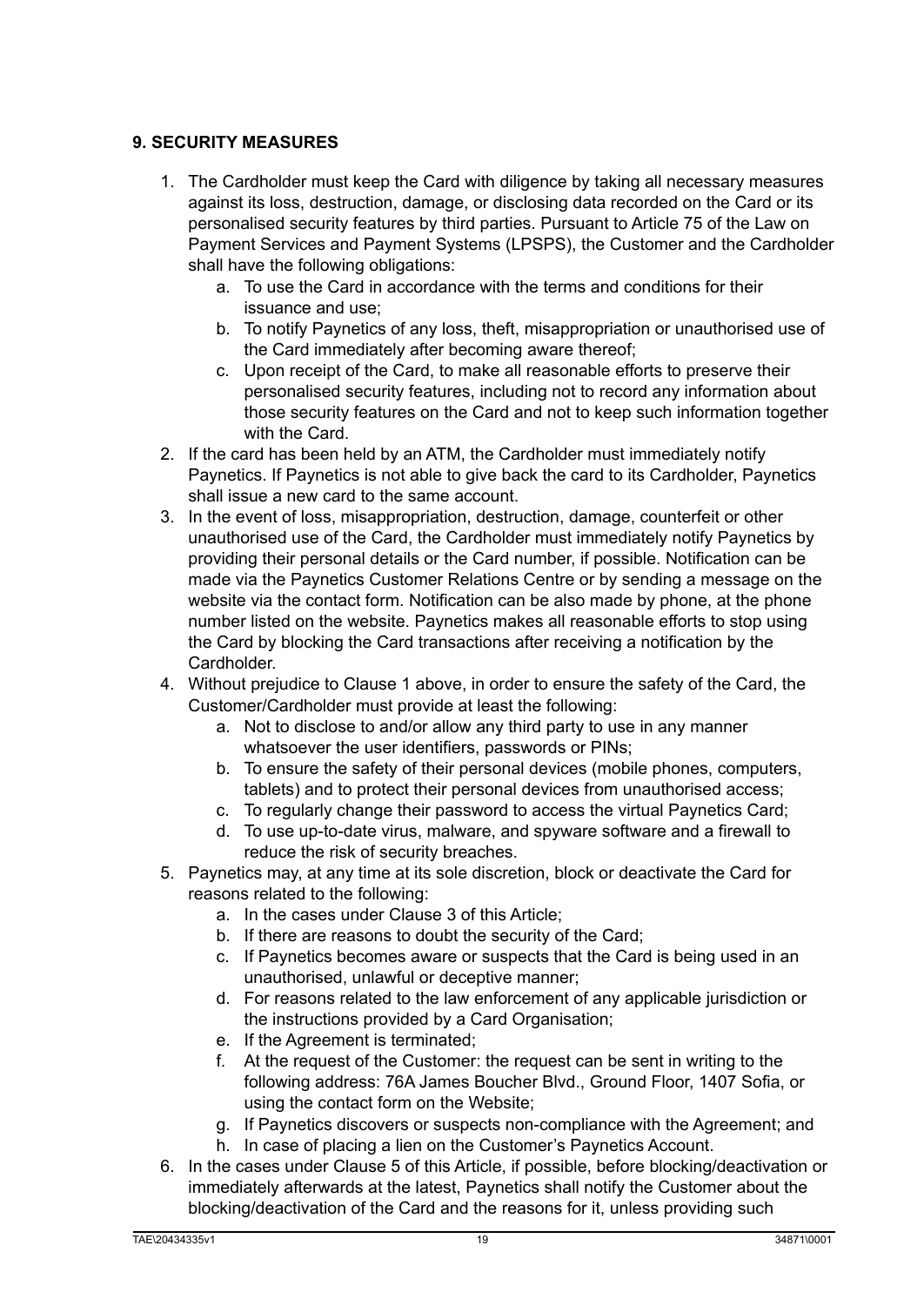## 9. SECURITY MEASURES

1. The Cardholder must keep the Card with diligence by taking all necessary measures against its loss, destruction, damage, or disclosing data recorded on the Card or its personalised security features by third parties. Pursuant to Article 75 of the Law on Payment Services and Payment Systems (LPSPS), the Customer and the Cardholder shall have the following obligations:
    a. To use the Card in accordance with the terms and conditions for their issuance and use;
    b. To notify Paynetics of any loss, theft, misappropriation or unauthorised use of the Card immediately after becoming aware thereof;
    c. Upon receipt of the Card, to make all reasonable efforts to preserve their personalised security features, including not to record any information about those security features on the Card and not to keep such information together with the Card.
2. If the card has been held by an ATM, the Cardholder must immediately notify Paynetics. If Paynetics is not able to give back the card to its Cardholder, Paynetics shall issue a new card to the same account.
3. In the event of loss, misappropriation, destruction, damage, counterfeit or other unauthorised use of the Card, the Cardholder must immediately notify Paynetics by providing their personal details or the Card number, if possible. Notification can be made via the Paynetics Customer Relations Centre or by sending a message on the website via the contact form. Notification can be also made by phone, at the phone number listed on the website. Paynetics makes all reasonable efforts to stop using the Card by blocking the Card transactions after receiving a notification by the Cardholder.
4. Without prejudice to Clause 1 above, in order to ensure the safety of the Card, the Customer/Cardholder must provide at least the following:
    a. Not to disclose to and/or allow any third party to use in any manner whatsoever the user identifiers, passwords or PINs;
    b. To ensure the safety of their personal devices (mobile phones, computers, tablets) and to protect their personal devices from unauthorised access;
    c. To regularly change their password to access the virtual Paynetics Card;
    d. To use up-to-date virus, malware, and spyware software and a firewall to reduce the risk of security breaches.
5. Paynetics may, at any time at its sole discretion, block or deactivate the Card for reasons related to the following:
    a. In the cases under Clause 3 of this Article;
    b. If there are reasons to doubt the security of the Card;
    c. If Paynetics becomes aware or suspects that the Card is being used in an unauthorised, unlawful or deceptive manner;
    d. For reasons related to the law enforcement of any applicable jurisdiction or the instructions provided by a Card Organisation;
    e. If the Agreement is terminated;
    f. At the request of the Customer: the request can be sent in writing to the following address: 76A James Boucher Blvd., Ground Floor, 1407 Sofia, or using the contact form on the Website;
    g. If Paynetics discovers or suspects non-compliance with the Agreement; and
    h. In case of placing a lien on the Customer's Paynetics Account.
6. In the cases under Clause 5 of this Article, if possible, before blocking/deactivation or immediately afterwards at the latest, Paynetics shall notify the Customer about the blocking/deactivation of the Card and the reasons for it, unless providing such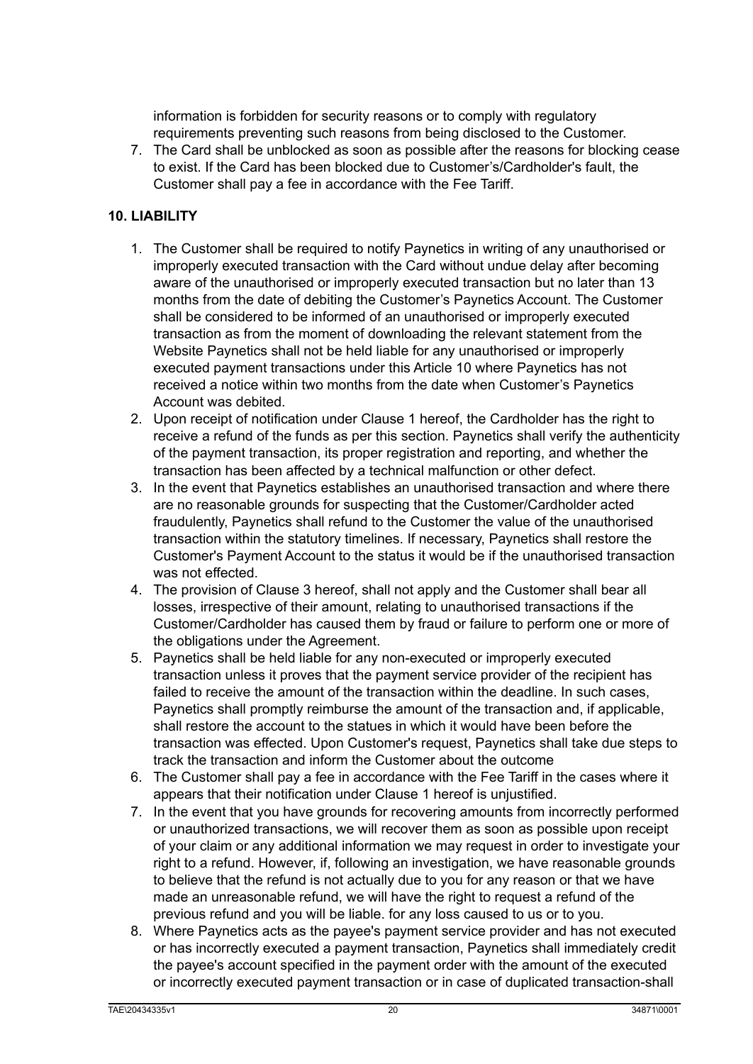information is forbidden for security reasons or to comply with regulatory requirements preventing such reasons from being disclosed to the Customer.

7. The Card shall be unblocked as soon as possible after the reasons for blocking cease to exist. If the Card has been blocked due to Customer's/Cardholder's fault, the Customer shall pay a fee in accordance with the Fee Tariff.

**10. LIABILITY**

1. The Customer shall be required to notify Paynetics in writing of any unauthorised or improperly executed transaction with the Card without undue delay after becoming aware of the unauthorised or improperly executed transaction but no later than 13 months from the date of debiting the Customer's Paynetics Account. The Customer shall be considered to be informed of an unauthorised or improperly executed transaction as from the moment of downloading the relevant statement from the Website Paynetics shall not be held liable for any unauthorised or improperly executed payment transactions under this Article 10 where Paynetics has not received a notice within two months from the date when Customer's Paynetics Account was debited.
2. Upon receipt of notification under Clause 1 hereof, the Cardholder has the right to receive a refund of the funds as per this section. Paynetics shall verify the authenticity of the payment transaction, its proper registration and reporting, and whether the transaction has been affected by a technical malfunction or other defect.
3. In the event that Paynetics establishes an unauthorised transaction and where there are no reasonable grounds for suspecting that the Customer/Cardholder acted fraudulently, Paynetics shall refund to the Customer the value of the unauthorised transaction within the statutory timelines. If necessary, Paynetics shall restore the Customer's Payment Account to the status it would be if the unauthorised transaction was not effected.
4. The provision of Clause 3 hereof, shall not apply and the Customer shall bear all losses, irrespective of their amount, relating to unauthorised transactions if the Customer/Cardholder has caused them by fraud or failure to perform one or more of the obligations under the Agreement.
5. Paynetics shall be held liable for any non-executed or improperly executed transaction unless it proves that the payment service provider of the recipient has failed to receive the amount of the transaction within the deadline. In such cases, Paynetics shall promptly reimburse the amount of the transaction and, if applicable, shall restore the account to the statues in which it would have been before the transaction was effected. Upon Customer's request, Paynetics shall take due steps to track the transaction and inform the Customer about the outcome
6. The Customer shall pay a fee in accordance with the Fee Tariff in the cases where it appears that their notification under Clause 1 hereof is unjustified.
7. In the event that you have grounds for recovering amounts from incorrectly performed or unauthorized transactions, we will recover them as soon as possible upon receipt of your claim or any additional information we may request in order to investigate your right to a refund. However, if, following an investigation, we have reasonable grounds to believe that the refund is not actually due to you for any reason or that we have made an unreasonable refund, we will have the right to request a refund of the previous refund and you will be liable. for any loss caused to us or to you.
8. Where Paynetics acts as the payee's payment service provider and has not executed or has incorrectly executed a payment transaction, Paynetics shall immediately credit the payee's account specified in the payment order with the amount of the executed or incorrectly executed payment transaction or in case of duplicated transaction-shall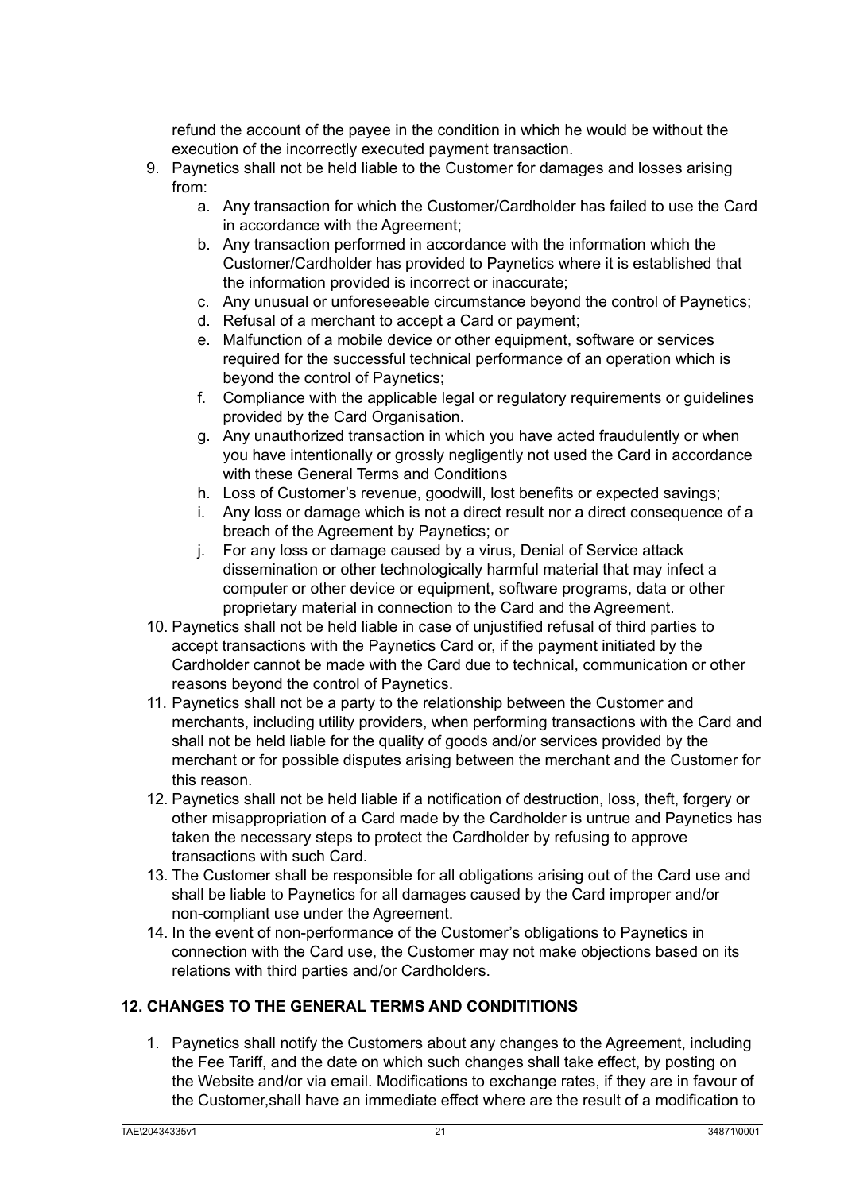refund the account of the payee in the condition in which he would be without the execution of the incorrectly executed payment transaction.

9. Paynetics shall not be held liable to the Customer for damages and losses arising from:
    a. Any transaction for which the Customer/Cardholder has failed to use the Card in accordance with the Agreement;
    b. Any transaction performed in accordance with the information which the Customer/Cardholder has provided to Paynetics where it is established that the information provided is incorrect or inaccurate;
    c. Any unusual or unforeseeable circumstance beyond the control of Paynetics;
    d. Refusal of a merchant to accept a Card or payment;
    e. Malfunction of a mobile device or other equipment, software or services required for the successful technical performance of an operation which is beyond the control of Paynetics;
    f. Compliance with the applicable legal or regulatory requirements or guidelines provided by the Card Organisation.
    g. Any unauthorized transaction in which you have acted fraudulently or when you have intentionally or grossly negligently not used the Card in accordance with these General Terms and Conditions
    h. Loss of Customer's revenue, goodwill, lost benefits or expected savings;
    i. Any loss or damage which is not a direct result nor a direct consequence of a breach of the Agreement by Paynetics; or
    j. For any loss or damage caused by a virus, Denial of Service attack dissemination or other technologically harmful material that may infect a computer or other device or equipment, software programs, data or other proprietary material in connection to the Card and the Agreement.
10. Paynetics shall not be held liable in case of unjustified refusal of third parties to accept transactions with the Paynetics Card or, if the payment initiated by the Cardholder cannot be made with the Card due to technical, communication or other reasons beyond the control of Paynetics.
11. Paynetics shall not be a party to the relationship between the Customer and merchants, including utility providers, when performing transactions with the Card and shall not be held liable for the quality of goods and/or services provided by the merchant or for possible disputes arising between the merchant and the Customer for this reason.
12. Paynetics shall not be held liable if a notification of destruction, loss, theft, forgery or other misappropriation of a Card made by the Cardholder is untrue and Paynetics has taken the necessary steps to protect the Cardholder by refusing to approve transactions with such Card.
13. The Customer shall be responsible for all obligations arising out of the Card use and shall be liable to Paynetics for all damages caused by the Card improper and/or non-compliant use under the Agreement.
14. In the event of non-performance of the Customer's obligations to Paynetics in connection with the Card use, the Customer may not make objections based on its relations with third parties and/or Cardholders.

## 12. CHANGES TO THE GENERAL TERMS AND CONDITITIONS

1. Paynetics shall notify the Customers about any changes to the Agreement, including the Fee Tariff, and the date on which such changes shall take effect, by posting on the Website and/or via email. Modifications to exchange rates, if they are in favour of the Customer,shall have an immediate effect where are the result of a modification to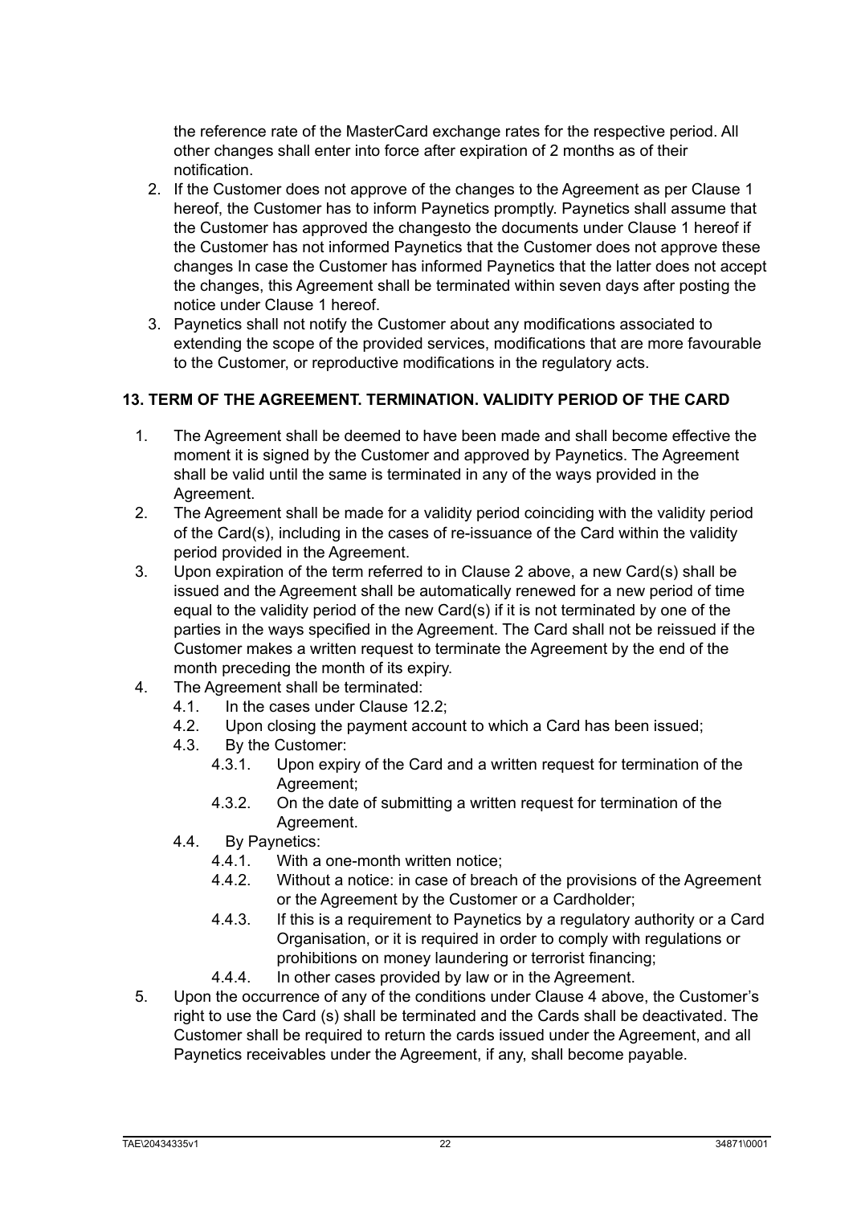the reference rate of the MasterCard exchange rates for the respective period. All other changes shall enter into force after expiration of 2 months as of their notification.

2. If the Customer does not approve of the changes to the Agreement as per Clause 1 hereof, the Customer has to inform Paynetics promptly. Paynetics shall assume that the Customer has approved the changesto the documents under Clause 1 hereof if the Customer has not informed Paynetics that the Customer does not approve these changes In case the Customer has informed Paynetics that the latter does not accept the changes, this Agreement shall be terminated within seven days after posting the notice under Clause 1 hereof.
3. Paynetics shall not notify the Customer about any modifications associated to extending the scope of the provided services, modifications that are more favourable to the Customer, or reproductive modifications in the regulatory acts.

### 13. TERM OF THE AGREEMENT. TERMINATION. VALIDITY PERIOD OF THE CARD

1. The Agreement shall be deemed to have been made and shall become effective the moment it is signed by the Customer and approved by Paynetics. The Agreement shall be valid until the same is terminated in any of the ways provided in the Agreement.
2. The Agreement shall be made for a validity period coinciding with the validity period of the Card(s), including in the cases of re-issuance of the Card within the validity period provided in the Agreement.
3. Upon expiration of the term referred to in Clause 2 above, a new Card(s) shall be issued and the Agreement shall be automatically renewed for a new period of time equal to the validity period of the new Card(s) if it is not terminated by one of the parties in the ways specified in the Agreement. The Card shall not be reissued if the Customer makes a written request to terminate the Agreement by the end of the month preceding the month of its expiry.
4. The Agreement shall be terminated:
   - 4.1. In the cases under Clause 12.2;
   - 4.2. Upon closing the payment account to which a Card has been issued;
   - 4.3. By the Customer:
     - 4.3.1. Upon expiry of the Card and a written request for termination of the Agreement;
     - 4.3.2. On the date of submitting a written request for termination of the Agreement.
   - 4.4. By Paynetics:
     - 4.4.1. With a one-month written notice;
     - 4.4.2. Without a notice: in case of breach of the provisions of the Agreement or the Agreement by the Customer or a Cardholder;
     - 4.4.3. If this is a requirement to Paynetics by a regulatory authority or a Card Organisation, or it is required in order to comply with regulations or prohibitions on money laundering or terrorist financing;
     - 4.4.4. In other cases provided by law or in the Agreement.
5. Upon the occurrence of any of the conditions under Clause 4 above, the Customer's right to use the Card (s) shall be terminated and the Cards shall be deactivated. The Customer shall be required to return the cards issued under the Agreement, and all Paynetics receivables under the Agreement, if any, shall become payable.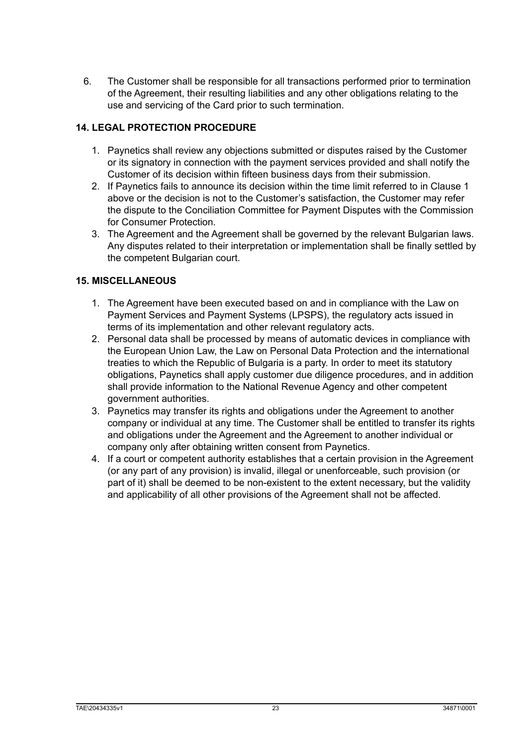6. The Customer shall be responsible for all transactions performed prior to termination of the Agreement, their resulting liabilities and any other obligations relating to the use and servicing of the Card prior to such termination.

## 14. LEGAL PROTECTION PROCEDURE

1. Paynetics shall review any objections submitted or disputes raised by the Customer or its signatory in connection with the payment services provided and shall notify the Customer of its decision within fifteen business days from their submission.
2. If Paynetics fails to announce its decision within the time limit referred to in Clause 1 above or the decision is not to the Customer's satisfaction, the Customer may refer the dispute to the Conciliation Committee for Payment Disputes with the Commission for Consumer Protection.
3. The Agreement and the Agreement shall be governed by the relevant Bulgarian laws. Any disputes related to their interpretation or implementation shall be finally settled by the competent Bulgarian court.

## 15. MISCELLANEOUS

1. The Agreement have been executed based on and in compliance with the Law on Payment Services and Payment Systems (LPSPS), the regulatory acts issued in terms of its implementation and other relevant regulatory acts.
2. Personal data shall be processed by means of automatic devices in compliance with the European Union Law, the Law on Personal Data Protection and the international treaties to which the Republic of Bulgaria is a party. In order to meet its statutory obligations, Paynetics shall apply customer due diligence procedures, and in addition shall provide information to the National Revenue Agency and other competent government authorities.
3. Paynetics may transfer its rights and obligations under the Agreement to another company or individual at any time. The Customer shall be entitled to transfer its rights and obligations under the Agreement and the Agreement to another individual or company only after obtaining written consent from Paynetics.
4. If a court or competent authority establishes that a certain provision in the Agreement (or any part of any provision) is invalid, illegal or unenforceable, such provision (or part of it) shall be deemed to be non-existent to the extent necessary, but the validity and applicability of all other provisions of the Agreement shall not be affected.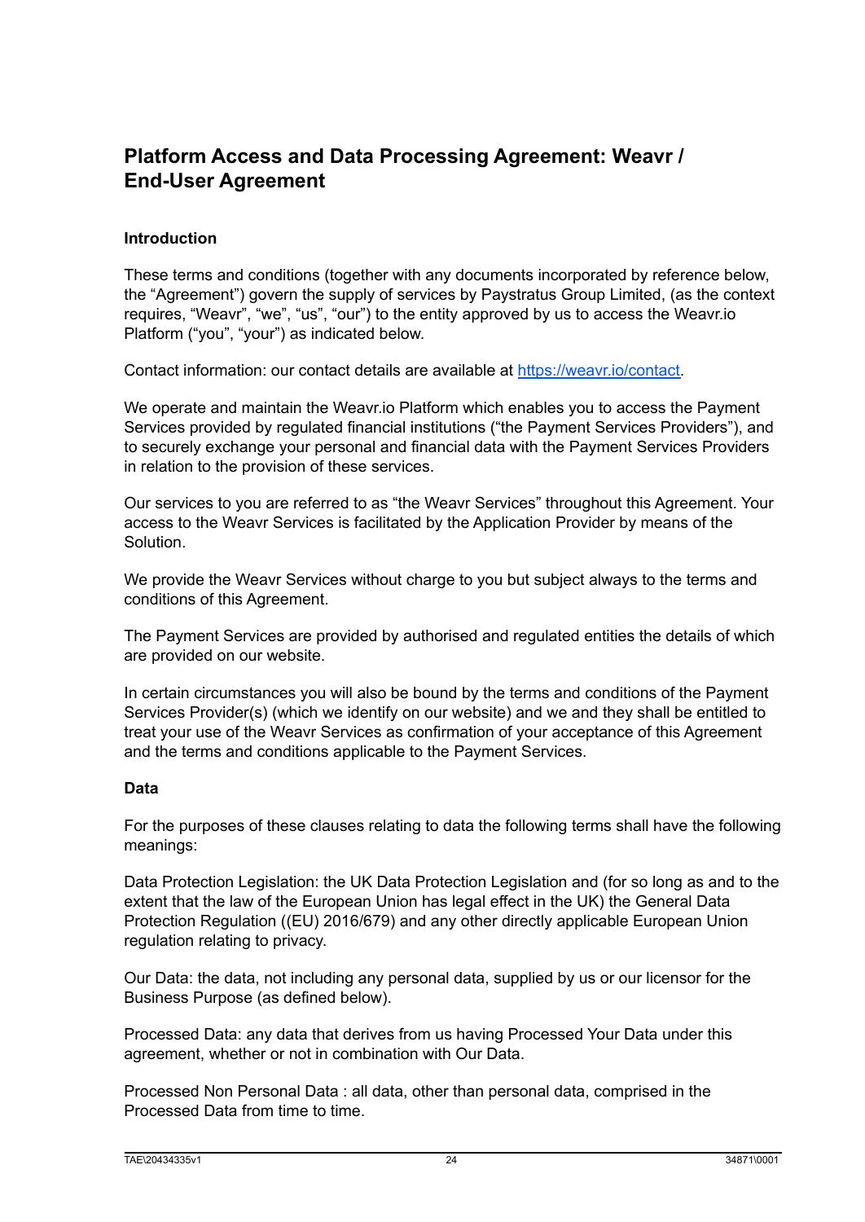# Platform Access and Data Processing Agreement: Weavr / End-User Agreement

**Introduction**

These terms and conditions (together with any documents incorporated by reference below, the "Agreement") govern the supply of services by Paystratus Group Limited, (as the context requires, "Weavr", "we", "us", "our") to the entity approved by us to access the Weavr.io Platform ("you", "your") as indicated below.

Contact information: our contact details are available at [https://weavr.io/contact](https://weavr.io/contact).

We operate and maintain the Weavr.io Platform which enables you to access the Payment Services provided by regulated financial institutions ("the Payment Services Providers"), and to securely exchange your personal and financial data with the Payment Services Providers in relation to the provision of these services.

Our services to you are referred to as "the Weavr Services" throughout this Agreement. Your access to the Weavr Services is facilitated by the Application Provider by means of the Solution.

We provide the Weavr Services without charge to you but subject always to the terms and conditions of this Agreement.

The Payment Services are provided by authorised and regulated entities the details of which are provided on our website.

In certain circumstances you will also be bound by the terms and conditions of the Payment Services Provider(s) (which we identify on our website) and we and they shall be entitled to treat your use of the Weavr Services as confirmation of your acceptance of this Agreement and the terms and conditions applicable to the Payment Services.

**Data**

For the purposes of these clauses relating to data the following terms shall have the following meanings:

Data Protection Legislation: the UK Data Protection Legislation and (for so long as and to the extent that the law of the European Union has legal effect in the UK) the General Data Protection Regulation ((EU) 2016/679) and any other directly applicable European Union regulation relating to privacy.

Our Data: the data, not including any personal data, supplied by us or our licensor for the Business Purpose (as defined below).

Processed Data: any data that derives from us having Processed Your Data under this agreement, whether or not in combination with Our Data.

Processed Non Personal Data : all data, other than personal data, comprised in the Processed Data from time to time.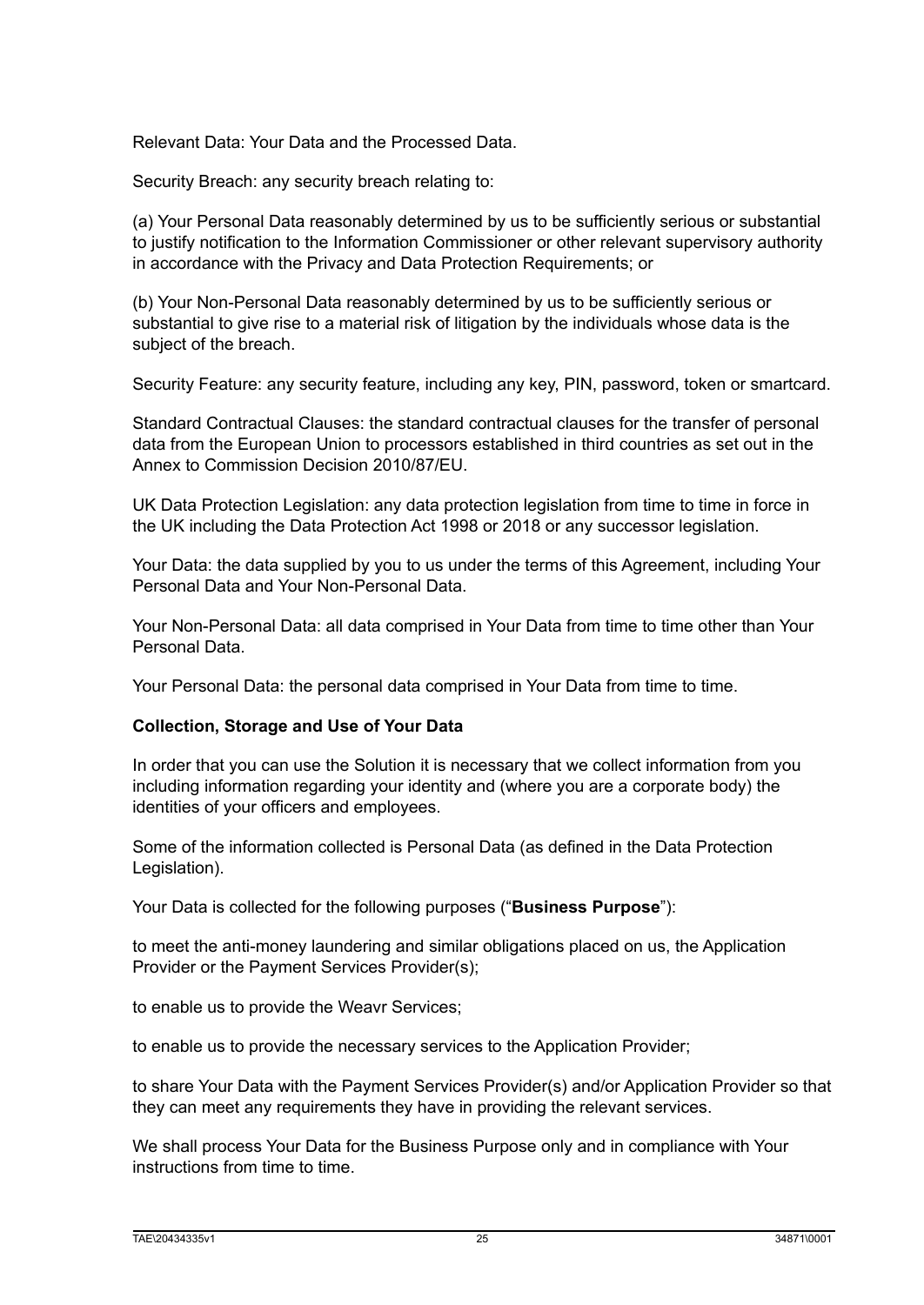Relevant Data: Your Data and the Processed Data.

Security Breach: any security breach relating to:

(a) Your Personal Data reasonably determined by us to be sufficiently serious or substantial to justify notification to the Information Commissioner or other relevant supervisory authority in accordance with the Privacy and Data Protection Requirements; or

(b) Your Non-Personal Data reasonably determined by us to be sufficiently serious or substantial to give rise to a material risk of litigation by the individuals whose data is the subject of the breach.

Security Feature: any security feature, including any key, PIN, password, token or smartcard.

Standard Contractual Clauses: the standard contractual clauses for the transfer of personal data from the European Union to processors established in third countries as set out in the Annex to Commission Decision 2010/87/EU.

UK Data Protection Legislation: any data protection legislation from time to time in force in the UK including the Data Protection Act 1998 or 2018 or any successor legislation.

Your Data: the data supplied by you to us under the terms of this Agreement, including Your Personal Data and Your Non-Personal Data.

Your Non-Personal Data: all data comprised in Your Data from time to time other than Your Personal Data.

Your Personal Data: the personal data comprised in Your Data from time to time.

**Collection, Storage and Use of Your Data**

In order that you can use the Solution it is necessary that we collect information from you including information regarding your identity and (where you are a corporate body) the identities of your officers and employees.

Some of the information collected is Personal Data (as defined in the Data Protection Legislation).

Your Data is collected for the following purposes ("**Business Purpose**"):

to meet the anti-money laundering and similar obligations placed on us, the Application Provider or the Payment Services Provider(s);

to enable us to provide the Weavr Services;

to enable us to provide the necessary services to the Application Provider;

to share Your Data with the Payment Services Provider(s) and/or Application Provider so that they can meet any requirements they have in providing the relevant services.

We shall process Your Data for the Business Purpose only and in compliance with Your instructions from time to time.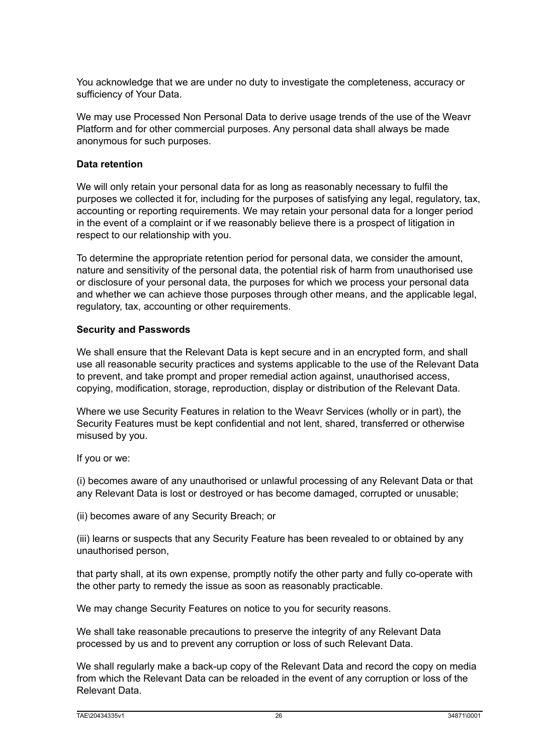You acknowledge that we are under no duty to investigate the completeness, accuracy or sufficiency of Your Data.

We may use Processed Non Personal Data to derive usage trends of the use of the Weavr Platform and for other commercial purposes. Any personal data shall always be made anonymous for such purposes.

**Data retention**

We will only retain your personal data for as long as reasonably necessary to fulfil the purposes we collected it for, including for the purposes of satisfying any legal, regulatory, tax, accounting or reporting requirements. We may retain your personal data for a longer period in the event of a complaint or if we reasonably believe there is a prospect of litigation in respect to our relationship with you.

To determine the appropriate retention period for personal data, we consider the amount, nature and sensitivity of the personal data, the potential risk of harm from unauthorised use or disclosure of your personal data, the purposes for which we process your personal data and whether we can achieve those purposes through other means, and the applicable legal, regulatory, tax, accounting or other requirements.

**Security and Passwords**

We shall ensure that the Relevant Data is kept secure and in an encrypted form, and shall use all reasonable security practices and systems applicable to the use of the Relevant Data to prevent, and take prompt and proper remedial action against, unauthorised access, copying, modification, storage, reproduction, display or distribution of the Relevant Data.

Where we use Security Features in relation to the Weavr Services (wholly or in part), the Security Features must be kept confidential and not lent, shared, transferred or otherwise misused by you.

If you or we:

(i) becomes aware of any unauthorised or unlawful processing of any Relevant Data or that any Relevant Data is lost or destroyed or has become damaged, corrupted or unusable;

(ii) becomes aware of any Security Breach; or

(iii) learns or suspects that any Security Feature has been revealed to or obtained by any unauthorised person,

that party shall, at its own expense, promptly notify the other party and fully co-operate with the other party to remedy the issue as soon as reasonably practicable.

We may change Security Features on notice to you for security reasons.

We shall take reasonable precautions to preserve the integrity of any Relevant Data processed by us and to prevent any corruption or loss of such Relevant Data.

We shall regularly make a back-up copy of the Relevant Data and record the copy on media from which the Relevant Data can be reloaded in the event of any corruption or loss of the Relevant Data.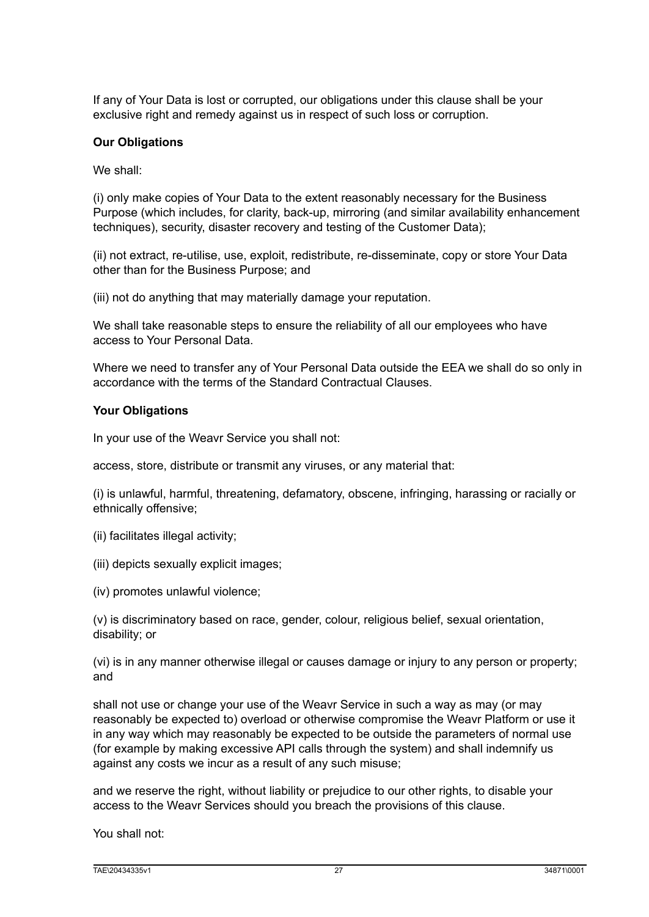If any of Your Data is lost or corrupted, our obligations under this clause shall be your exclusive right and remedy against us in respect of such loss or corruption.

**Our Obligations**

We shall:

(i) only make copies of Your Data to the extent reasonably necessary for the Business Purpose (which includes, for clarity, back-up, mirroring (and similar availability enhancement techniques), security, disaster recovery and testing of the Customer Data);

(ii) not extract, re-utilise, use, exploit, redistribute, re-disseminate, copy or store Your Data other than for the Business Purpose; and

(iii) not do anything that may materially damage your reputation.

We shall take reasonable steps to ensure the reliability of all our employees who have access to Your Personal Data.

Where we need to transfer any of Your Personal Data outside the EEA we shall do so only in accordance with the terms of the Standard Contractual Clauses.

**Your Obligations**

In your use of the Weavr Service you shall not:

access, store, distribute or transmit any viruses, or any material that:

(i) is unlawful, harmful, threatening, defamatory, obscene, infringing, harassing or racially or ethnically offensive;

(ii) facilitates illegal activity;

(iii) depicts sexually explicit images;

(iv) promotes unlawful violence;

(v) is discriminatory based on race, gender, colour, religious belief, sexual orientation, disability; or

(vi) is in any manner otherwise illegal or causes damage or injury to any person or property; and

shall not use or change your use of the Weavr Service in such a way as may (or may reasonably be expected to) overload or otherwise compromise the Weavr Platform or use it in any way which may reasonably be expected to be outside the parameters of normal use (for example by making excessive API calls through the system) and shall indemnify us against any costs we incur as a result of any such misuse;

and we reserve the right, without liability or prejudice to our other rights, to disable your access to the Weavr Services should you breach the provisions of this clause.

You shall not: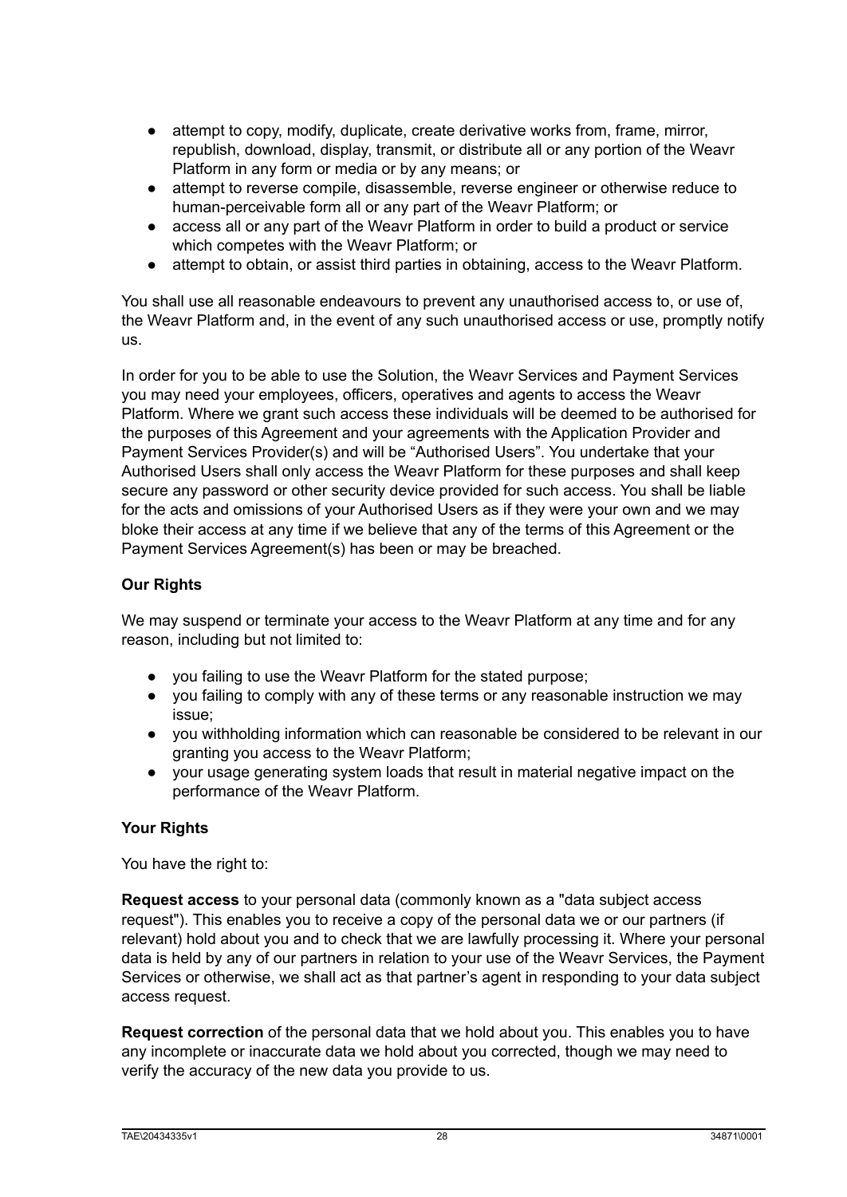- attempt to copy, modify, duplicate, create derivative works from, frame, mirror, republish, download, display, transmit, or distribute all or any portion of the Weavr Platform in any form or media or by any means; or
- attempt to reverse compile, disassemble, reverse engineer or otherwise reduce to human-perceivable form all or any part of the Weavr Platform; or
- access all or any part of the Weavr Platform in order to build a product or service which competes with the Weavr Platform; or
- attempt to obtain, or assist third parties in obtaining, access to the Weavr Platform.

You shall use all reasonable endeavours to prevent any unauthorised access to, or use of, the Weavr Platform and, in the event of any such unauthorised access or use, promptly notify us.

In order for you to be able to use the Solution, the Weavr Services and Payment Services you may need your employees, officers, operatives and agents to access the Weavr Platform. Where we grant such access these individuals will be deemed to be authorised for the purposes of this Agreement and your agreements with the Application Provider and Payment Services Provider(s) and will be "Authorised Users". You undertake that your Authorised Users shall only access the Weavr Platform for these purposes and shall keep secure any password or other security device provided for such access. You shall be liable for the acts and omissions of your Authorised Users as if they were your own and we may bloke their access at any time if we believe that any of the terms of this Agreement or the Payment Services Agreement(s) has been or may be breached.

**Our Rights**

We may suspend or terminate your access to the Weavr Platform at any time and for any reason, including but not limited to:

- you failing to use the Weavr Platform for the stated purpose;
- you failing to comply with any of these terms or any reasonable instruction we may issue;
- you withholding information which can reasonable be considered to be relevant in our granting you access to the Weavr Platform;
- your usage generating system loads that result in material negative impact on the performance of the Weavr Platform.

**Your Rights**

You have the right to:

**Request access** to your personal data (commonly known as a "data subject access request"). This enables you to receive a copy of the personal data we or our partners (if relevant) hold about you and to check that we are lawfully processing it. Where your personal data is held by any of our partners in relation to your use of the Weavr Services, the Payment Services or otherwise, we shall act as that partner's agent in responding to your data subject access request.

**Request correction** of the personal data that we hold about you. This enables you to have any incomplete or inaccurate data we hold about you corrected, though we may need to verify the accuracy of the new data you provide to us.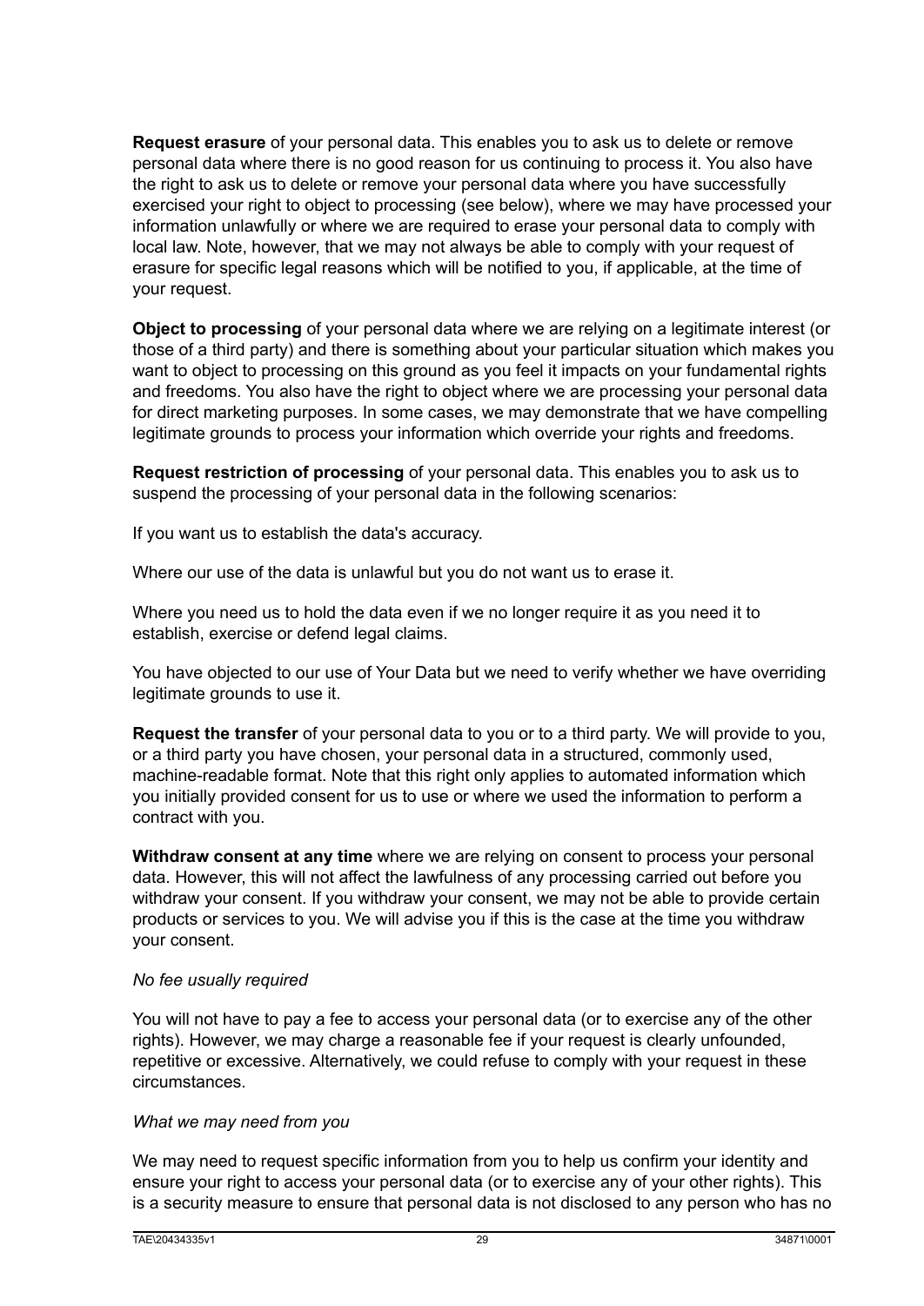**Request erasure** of your personal data. This enables you to ask us to delete or remove personal data where there is no good reason for us continuing to process it. You also have the right to ask us to delete or remove your personal data where you have successfully exercised your right to object to processing (see below), where we may have processed your information unlawfully or where we are required to erase your personal data to comply with local law. Note, however, that we may not always be able to comply with your request of erasure for specific legal reasons which will be notified to you, if applicable, at the time of your request.

**Object to processing** of your personal data where we are relying on a legitimate interest (or those of a third party) and there is something about your particular situation which makes you want to object to processing on this ground as you feel it impacts on your fundamental rights and freedoms. You also have the right to object where we are processing your personal data for direct marketing purposes. In some cases, we may demonstrate that we have compelling legitimate grounds to process your information which override your rights and freedoms.

**Request restriction of processing** of your personal data. This enables you to ask us to suspend the processing of your personal data in the following scenarios:

If you want us to establish the data's accuracy.

Where our use of the data is unlawful but you do not want us to erase it.

Where you need us to hold the data even if we no longer require it as you need it to establish, exercise or defend legal claims.

You have objected to our use of Your Data but we need to verify whether we have overriding legitimate grounds to use it.

**Request the transfer** of your personal data to you or to a third party. We will provide to you, or a third party you have chosen, your personal data in a structured, commonly used, machine-readable format. Note that this right only applies to automated information which you initially provided consent for us to use or where we used the information to perform a contract with you.

**Withdraw consent at any time** where we are relying on consent to process your personal data. However, this will not affect the lawfulness of any processing carried out before you withdraw your consent. If you withdraw your consent, we may not be able to provide certain products or services to you. We will advise you if this is the case at the time you withdraw your consent.

*No fee usually required*

You will not have to pay a fee to access your personal data (or to exercise any of the other rights). However, we may charge a reasonable fee if your request is clearly unfounded, repetitive or excessive. Alternatively, we could refuse to comply with your request in these circumstances.

*What we may need from you*

We may need to request specific information from you to help us confirm your identity and ensure your right to access your personal data (or to exercise any of your other rights). This is a security measure to ensure that personal data is not disclosed to any person who has no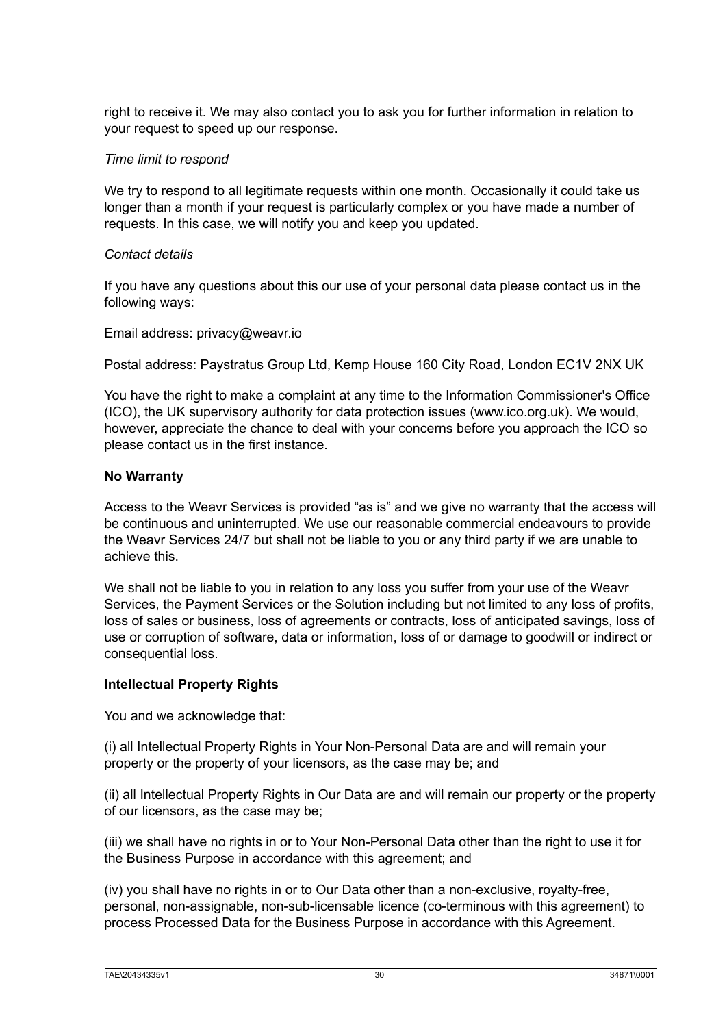right to receive it. We may also contact you to ask you for further information in relation to your request to speed up our response.

*Time limit to respond*

We try to respond to all legitimate requests within one month. Occasionally it could take us longer than a month if your request is particularly complex or you have made a number of requests. In this case, we will notify you and keep you updated.

*Contact details*

If you have any questions about this our use of your personal data please contact us in the following ways:

Email address: privacy@weavr.io

Postal address: Paystratus Group Ltd, Kemp House 160 City Road, London EC1V 2NX UK

You have the right to make a complaint at any time to the Information Commissioner's Office (ICO), the UK supervisory authority for data protection issues (www.ico.org.uk). We would, however, appreciate the chance to deal with your concerns before you approach the ICO so please contact us in the first instance.

**No Warranty**

Access to the Weavr Services is provided "as is" and we give no warranty that the access will be continuous and uninterrupted. We use our reasonable commercial endeavours to provide the Weavr Services 24/7 but shall not be liable to you or any third party if we are unable to achieve this.

We shall not be liable to you in relation to any loss you suffer from your use of the Weavr Services, the Payment Services or the Solution including but not limited to any loss of profits, loss of sales or business, loss of agreements or contracts, loss of anticipated savings, loss of use or corruption of software, data or information, loss of or damage to goodwill or indirect or consequential loss.

**Intellectual Property Rights**

You and we acknowledge that:

(i) all Intellectual Property Rights in Your Non-Personal Data are and will remain your property or the property of your licensors, as the case may be; and

(ii) all Intellectual Property Rights in Our Data are and will remain our property or the property of our licensors, as the case may be;

(iii) we shall have no rights in or to Your Non-Personal Data other than the right to use it for the Business Purpose in accordance with this agreement; and

(iv) you shall have no rights in or to Our Data other than a non-exclusive, royalty-free, personal, non-assignable, non-sub-licensable licence (co-terminous with this agreement) to process Processed Data for the Business Purpose in accordance with this Agreement.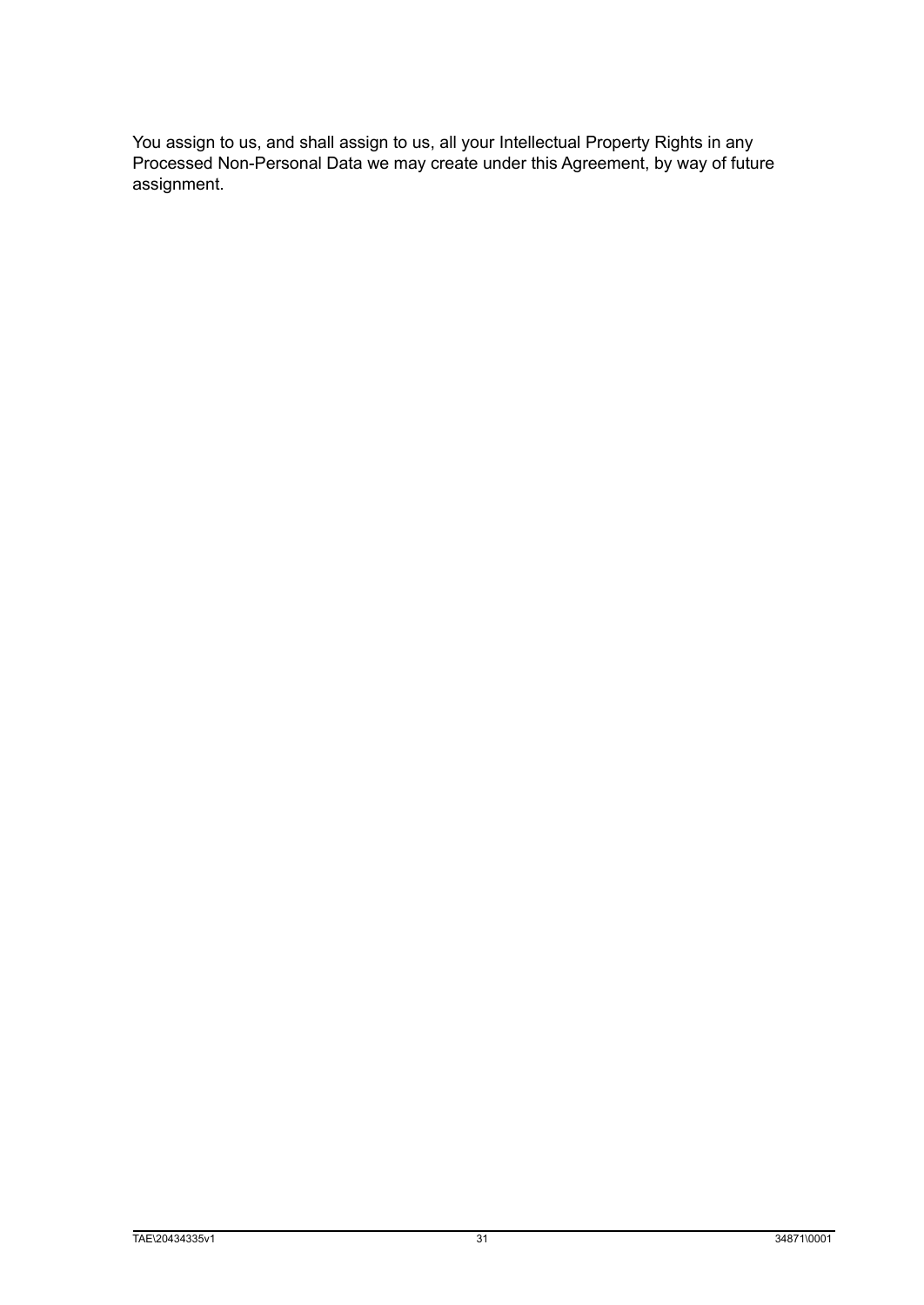You assign to us, and shall assign to us, all your Intellectual Property Rights in any Processed Non-Personal Data we may create under this Agreement, by way of future assignment.